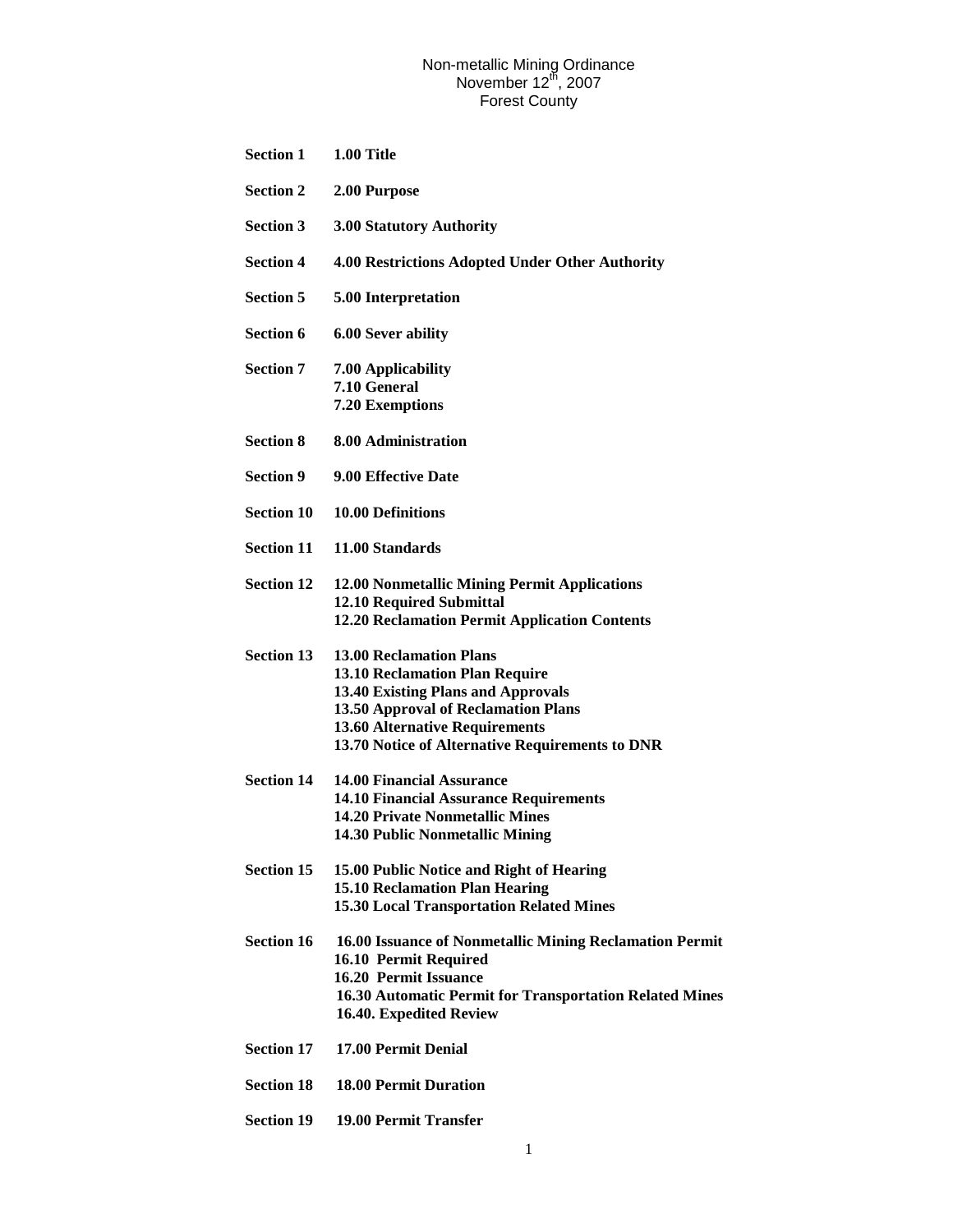Non-metallic Mining Ordinance
November 12th, 2007
Forest County

| | |
|---|---|
| **Section 1** | **1.00 Title** |
| **Section 2** | **2.00 Purpose** |
| **Section 3** | **3.00 Statutory Authority** |
| **Section 4** | **4.00 Restrictions Adopted Under Other Authority** |
| **Section 5** | **5.00 Interpretation** |
| **Section 6** | **6.00 Sever ability** |
| **Section 7** | **7.00 Applicability**<br>**7.10 General**<br>**7.20 Exemptions** |
| **Section 8** | **8.00 Administration** |
| **Section 9** | **9.00 Effective Date** |
| **Section 10** | **10.00 Definitions** |
| **Section 11** | **11.00 Standards** |
| **Section 12** | **12.00 Nonmetallic Mining Permit Applications**<br>**12.10 Required Submittal**<br>**12.20 Reclamation Permit Application Contents** |
| **Section 13** | **13.00 Reclamation Plans**<br>**13.10 Reclamation Plan Require**<br>**13.40 Existing Plans and Approvals**<br>**13.50 Approval of Reclamation Plans**<br>**13.60 Alternative Requirements**<br>**13.70 Notice of Alternative Requirements to DNR** |
| **Section 14** | **14.00 Financial Assurance**<br>**14.10 Financial Assurance Requirements**<br>**14.20 Private Nonmetallic Mines**<br>**14.30 Public Nonmetallic Mining** |
| **Section 15** | **15.00 Public Notice and Right of Hearing**<br>**15.10 Reclamation Plan Hearing**<br>**15.30 Local Transportation Related Mines** |
| **Section 16** | **16.00 Issuance of Nonmetallic Mining Reclamation Permit**<br>**16.10 Permit Required**<br>**16.20 Permit Issuance**<br>**16.30 Automatic Permit for Transportation Related Mines**<br>**16.40. Expedited Review** |
| **Section 17** | **17.00 Permit Denial** |
| **Section 18** | **18.00 Permit Duration** |
| **Section 19** | **19.00 Permit Transfer** |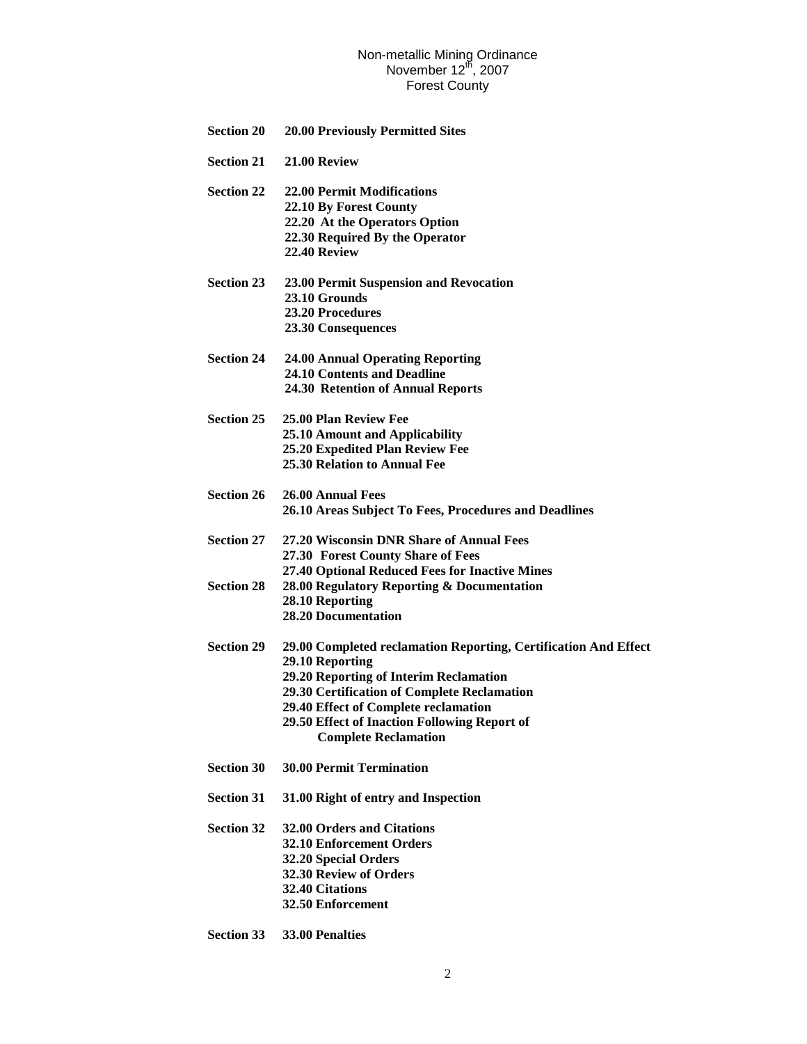**Section 20** **20.00 Previously Permitted Sites**

**Section 21** **21.00 Review**

**Section 22** **22.00 Permit Modifications**
**22.10 By Forest County**
**22.20 At the Operators Option**
**22.30 Required By the Operator**
**22.40 Review**

**Section 23** **23.00 Permit Suspension and Revocation**
**23.10 Grounds**
**23.20 Procedures**
**23.30 Consequences**

**Section 24** **24.00 Annual Operating Reporting**
**24.10 Contents and Deadline**
**24.30 Retention of Annual Reports**

**Section 25** **25.00 Plan Review Fee**
**25.10 Amount and Applicability**
**25.20 Expedited Plan Review Fee**
**25.30 Relation to Annual Fee**

**Section 26** **26.00 Annual Fees**
**26.10 Areas Subject To Fees, Procedures and Deadlines**

**Section 27** **27.20 Wisconsin DNR Share of Annual Fees**
**27.30 Forest County Share of Fees**
**27.40 Optional Reduced Fees for Inactive Mines**

**Section 28** **28.00 Regulatory Reporting & Documentation**
**28.10 Reporting**
**28.20 Documentation**

**Section 29** **29.00 Completed reclamation Reporting, Certification And Effect**
**29.10 Reporting**
**29.20 Reporting of Interim Reclamation**
**29.30 Certification of Complete Reclamation**
**29.40 Effect of Complete reclamation**
**29.50 Effect of Inaction Following Report of Complete Reclamation**

**Section 30** **30.00 Permit Termination**

**Section 31** **31.00 Right of entry and Inspection**

**Section 32** **32.00 Orders and Citations**
**32.10 Enforcement Orders**
**32.20 Special Orders**
**32.30 Review of Orders**
**32.40 Citations**
**32.50 Enforcement**

**Section 33** **33.00 Penalties**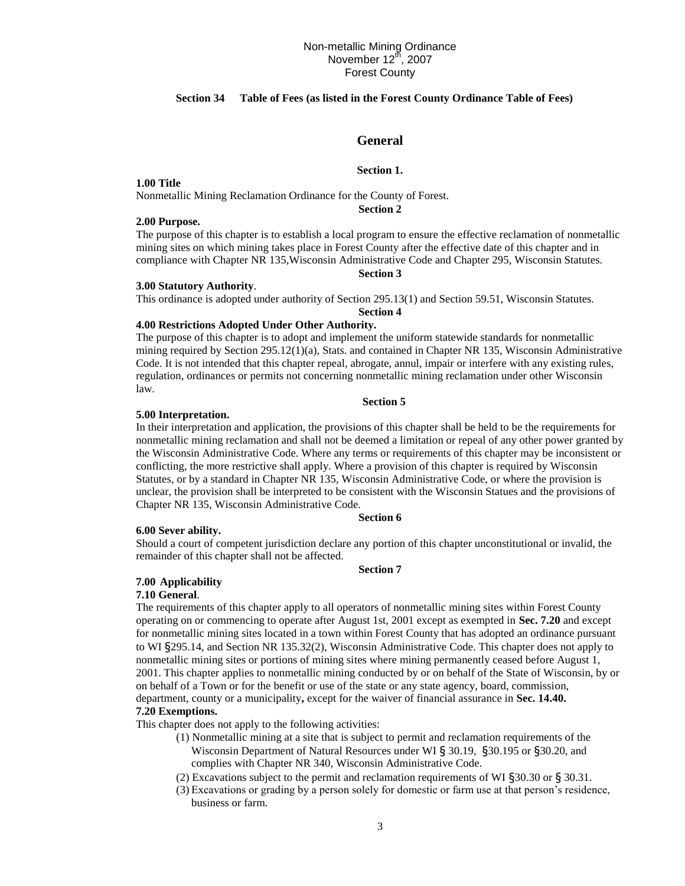**Section 34 Table of Fees (as listed in the Forest County Ordinance Table of Fees)**

## General

**Section 1.**

**1.00 Title**

Nonmetallic Mining Reclamation Ordinance for the County of Forest.

**Section 2**

**2.00 Purpose.**

The purpose of this chapter is to establish a local program to ensure the effective reclamation of nonmetallic mining sites on which mining takes place in Forest County after the effective date of this chapter and in compliance with Chapter NR 135,Wisconsin Administrative Code and Chapter 295, Wisconsin Statutes.

**Section 3**

**3.00 Statutory Authority**.

This ordinance is adopted under authority of Section 295.13(1) and Section 59.51, Wisconsin Statutes.

**Section 4**

**4.00 Restrictions Adopted Under Other Authority.**

The purpose of this chapter is to adopt and implement the uniform statewide standards for nonmetallic mining required by Section 295.12(1)(a), Stats. and contained in Chapter NR 135, Wisconsin Administrative Code. It is not intended that this chapter repeal, abrogate, annul, impair or interfere with any existing rules, regulation, ordinances or permits not concerning nonmetallic mining reclamation under other Wisconsin law.

**Section 5**

**5.00 Interpretation.**

In their interpretation and application, the provisions of this chapter shall be held to be the requirements for nonmetallic mining reclamation and shall not be deemed a limitation or repeal of any other power granted by the Wisconsin Administrative Code. Where any terms or requirements of this chapter may be inconsistent or conflicting, the more restrictive shall apply. Where a provision of this chapter is required by Wisconsin Statutes, or by a standard in Chapter NR 135, Wisconsin Administrative Code, or where the provision is unclear, the provision shall be interpreted to be consistent with the Wisconsin Statues and the provisions of Chapter NR 135, Wisconsin Administrative Code.

**Section 6**

**6.00 Sever ability.**

Should a court of competent jurisdiction declare any portion of this chapter unconstitutional or invalid, the remainder of this chapter shall not be affected.

**Section 7**

**7.00 Applicability**

**7.10 General**.

The requirements of this chapter apply to all operators of nonmetallic mining sites within Forest County operating on or commencing to operate after August 1st, 2001 except as exempted in **Sec. 7.20** and except for nonmetallic mining sites located in a town within Forest County that has adopted an ordinance pursuant to WI §295.14, and Section NR 135.32(2), Wisconsin Administrative Code. This chapter does not apply to nonmetallic mining sites or portions of mining sites where mining permanently ceased before August 1, 2001. This chapter applies to nonmetallic mining conducted by or on behalf of the State of Wisconsin, by or on behalf of a Town or for the benefit or use of the state or any state agency, board, commission, department, county or a municipality**,** except for the waiver of financial assurance in **Sec. 14.40.**

**7.20 Exemptions.**

This chapter does not apply to the following activities:

(1) Nonmetallic mining at a site that is subject to permit and reclamation requirements of the Wisconsin Department of Natural Resources under WI § 30.19, §30.195 or §30.20, and complies with Chapter NR 340, Wisconsin Administrative Code.

(2) Excavations subject to the permit and reclamation requirements of WI §30.30 or § 30.31.

(3) Excavations or grading by a person solely for domestic or farm use at that person's residence, business or farm.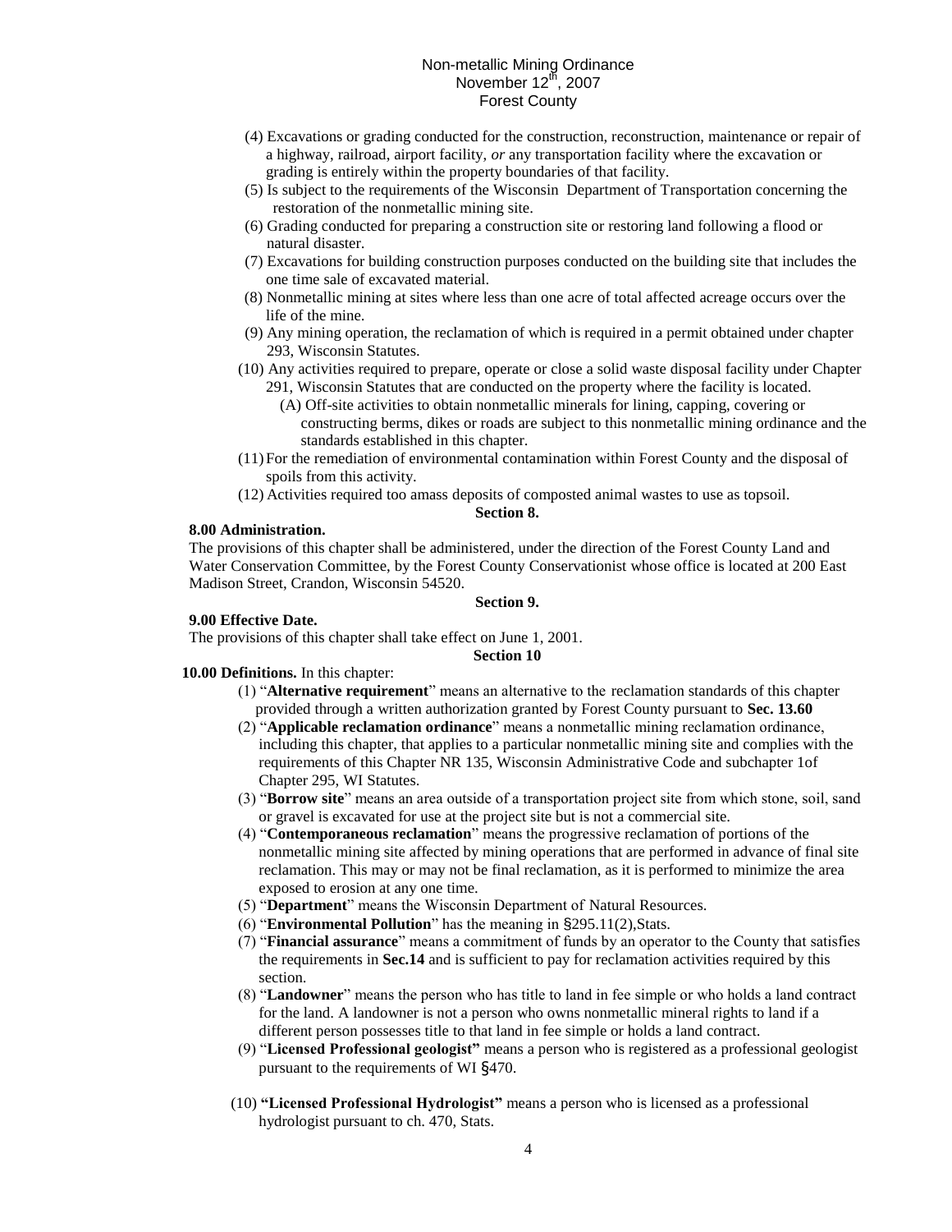(4) Excavations or grading conducted for the construction, reconstruction, maintenance or repair of a highway, railroad, airport facility, *or* any transportation facility where the excavation or grading is entirely within the property boundaries of that facility.

(5) Is subject to the requirements of the Wisconsin Department of Transportation concerning the restoration of the nonmetallic mining site.

(6) Grading conducted for preparing a construction site or restoring land following a flood or natural disaster.

(7) Excavations for building construction purposes conducted on the building site that includes the one time sale of excavated material.

(8) Nonmetallic mining at sites where less than one acre of total affected acreage occurs over the life of the mine.

(9) Any mining operation, the reclamation of which is required in a permit obtained under chapter 293, Wisconsin Statutes.

(10) Any activities required to prepare, operate or close a solid waste disposal facility under Chapter 291, Wisconsin Statutes that are conducted on the property where the facility is located.

 (A) Off-site activities to obtain nonmetallic minerals for lining, capping, covering or constructing berms, dikes or roads are subject to this nonmetallic mining ordinance and the standards established in this chapter.

(11) For the remediation of environmental contamination within Forest County and the disposal of spoils from this activity.

(12) Activities required too amass deposits of composted animal wastes to use as topsoil.

**Section 8.**

**8.00 Administration.**

The provisions of this chapter shall be administered, under the direction of the Forest County Land and Water Conservation Committee, by the Forest County Conservationist whose office is located at 200 East Madison Street, Crandon, Wisconsin 54520.

**Section 9.**

**9.00 Effective Date.**

The provisions of this chapter shall take effect on June 1, 2001.

**Section 10**

**10.00 Definitions.** In this chapter:

(1) "**Alternative requirement**" means an alternative to the reclamation standards of this chapter provided through a written authorization granted by Forest County pursuant to **Sec. 13.60**

(2) "**Applicable reclamation ordinance**" means a nonmetallic mining reclamation ordinance, including this chapter, that applies to a particular nonmetallic mining site and complies with the requirements of this Chapter NR 135, Wisconsin Administrative Code and subchapter 1of Chapter 295, WI Statutes.

(3) "**Borrow site**" means an area outside of a transportation project site from which stone, soil, sand or gravel is excavated for use at the project site but is not a commercial site.

(4) "**Contemporaneous reclamation**" means the progressive reclamation of portions of the nonmetallic mining site affected by mining operations that are performed in advance of final site reclamation. This may or may not be final reclamation, as it is performed to minimize the area exposed to erosion at any one time.

(5) "**Department**" means the Wisconsin Department of Natural Resources.

(6) "**Environmental Pollution**" has the meaning in §295.11(2),Stats.

(7) "**Financial assurance**" means a commitment of funds by an operator to the County that satisfies the requirements in **Sec.14** and is sufficient to pay for reclamation activities required by this section.

(8) "**Landowner**" means the person who has title to land in fee simple or who holds a land contract for the land. A landowner is not a person who owns nonmetallic mineral rights to land if a different person possesses title to that land in fee simple or holds a land contract.

(9) "**Licensed Professional geologist"** means a person who is registered as a professional geologist pursuant to the requirements of WI §470.

(10) **"Licensed Professional Hydrologist"** means a person who is licensed as a professional hydrologist pursuant to ch. 470, Stats.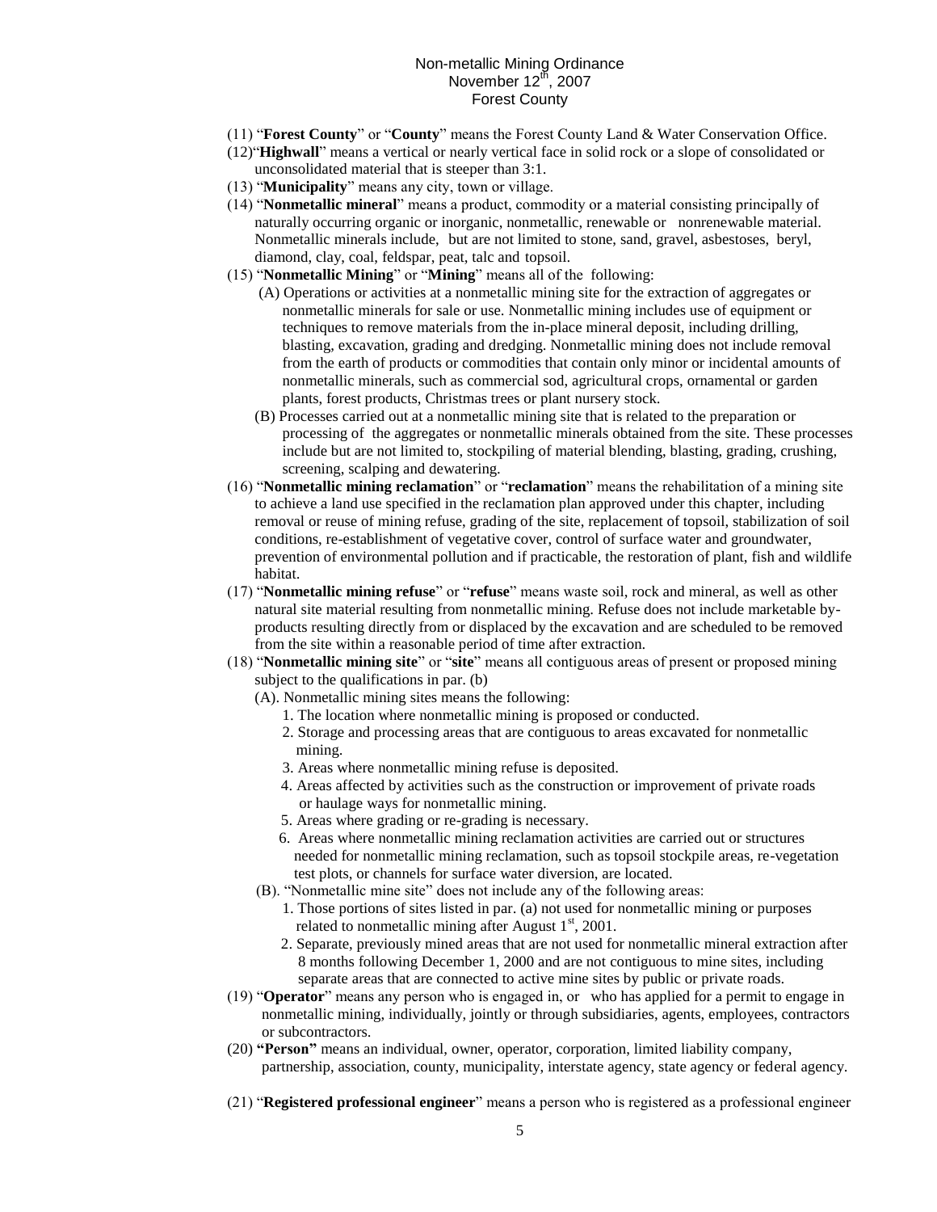(11) "**Forest County**" or "**County**" means the Forest County Land & Water Conservation Office.

(12)"**Highwall**" means a vertical or nearly vertical face in solid rock or a slope of consolidated or unconsolidated material that is steeper than 3:1.

(13) "**Municipality**" means any city, town or village.

(14) "**Nonmetallic mineral**" means a product, commodity or a material consisting principally of naturally occurring organic or inorganic, nonmetallic, renewable or nonrenewable material. Nonmetallic minerals include, but are not limited to stone, sand, gravel, asbestoses, beryl, diamond, clay, coal, feldspar, peat, talc and topsoil.

(15) "**Nonmetallic Mining**" or "**Mining**" means all of the following:

(A) Operations or activities at a nonmetallic mining site for the extraction of aggregates or nonmetallic minerals for sale or use. Nonmetallic mining includes use of equipment or techniques to remove materials from the in-place mineral deposit, including drilling, blasting, excavation, grading and dredging. Nonmetallic mining does not include removal from the earth of products or commodities that contain only minor or incidental amounts of nonmetallic minerals, such as commercial sod, agricultural crops, ornamental or garden plants, forest products, Christmas trees or plant nursery stock.

(B) Processes carried out at a nonmetallic mining site that is related to the preparation or processing of the aggregates or nonmetallic minerals obtained from the site. These processes include but are not limited to, stockpiling of material blending, blasting, grading, crushing, screening, scalping and dewatering.

(16) "**Nonmetallic mining reclamation**" or "**reclamation**" means the rehabilitation of a mining site to achieve a land use specified in the reclamation plan approved under this chapter, including removal or reuse of mining refuse, grading of the site, replacement of topsoil, stabilization of soil conditions, re-establishment of vegetative cover, control of surface water and groundwater, prevention of environmental pollution and if practicable, the restoration of plant, fish and wildlife habitat.

(17) "**Nonmetallic mining refuse**" or "**refuse**" means waste soil, rock and mineral, as well as other natural site material resulting from nonmetallic mining. Refuse does not include marketable by-products resulting directly from or displaced by the excavation and are scheduled to be removed from the site within a reasonable period of time after extraction.

(18) "**Nonmetallic mining site**" or "**site**" means all contiguous areas of present or proposed mining subject to the qualifications in par. (b)

(A). Nonmetallic mining sites means the following:

1. The location where nonmetallic mining is proposed or conducted.
2. Storage and processing areas that are contiguous to areas excavated for nonmetallic mining.
3. Areas where nonmetallic mining refuse is deposited.
4. Areas affected by activities such as the construction or improvement of private roads or haulage ways for nonmetallic mining.
5. Areas where grading or re-grading is necessary.
6. Areas where nonmetallic mining reclamation activities are carried out or structures needed for nonmetallic mining reclamation, such as topsoil stockpile areas, re-vegetation test plots, or channels for surface water diversion, are located.

(B). "Nonmetallic mine site" does not include any of the following areas:

1. Those portions of sites listed in par. (a) not used for nonmetallic mining or purposes related to nonmetallic mining after August 1st, 2001.
2. Separate, previously mined areas that are not used for nonmetallic mineral extraction after 8 months following December 1, 2000 and are not contiguous to mine sites, including separate areas that are connected to active mine sites by public or private roads.

(19) "**Operator**" means any person who is engaged in, or who has applied for a permit to engage in nonmetallic mining, individually, jointly or through subsidiaries, agents, employees, contractors or subcontractors.

(20) **"Person"** means an individual, owner, operator, corporation, limited liability company, partnership, association, county, municipality, interstate agency, state agency or federal agency.

(21) "**Registered professional engineer**" means a person who is registered as a professional engineer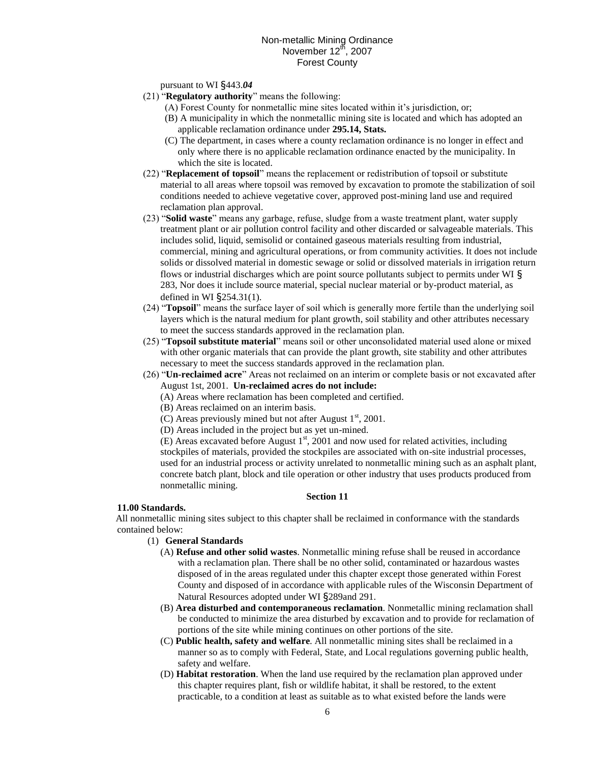pursuant to WI §443.*04*

(21) "**Regulatory authority**" means the following:

(A) Forest County for nonmetallic mine sites located within it's jurisdiction, or;

(B) A municipality in which the nonmetallic mining site is located and which has adopted an applicable reclamation ordinance under **295.14, Stats.**

(C) The department, in cases where a county reclamation ordinance is no longer in effect and only where there is no applicable reclamation ordinance enacted by the municipality. In which the site is located.

(22) "**Replacement of topsoil**" means the replacement or redistribution of topsoil or substitute material to all areas where topsoil was removed by excavation to promote the stabilization of soil conditions needed to achieve vegetative cover, approved post-mining land use and required reclamation plan approval.

(23) "**Solid waste**" means any garbage, refuse, sludge from a waste treatment plant, water supply treatment plant or air pollution control facility and other discarded or salvageable materials. This includes solid, liquid, semisolid or contained gaseous materials resulting from industrial, commercial, mining and agricultural operations, or from community activities. It does not include solids or dissolved material in domestic sewage or solid or dissolved materials in irrigation return flows or industrial discharges which are point source pollutants subject to permits under WI § 283, Nor does it include source material, special nuclear material or by-product material, as defined in WI §254.31(1).

(24) "**Topsoil**" means the surface layer of soil which is generally more fertile than the underlying soil layers which is the natural medium for plant growth, soil stability and other attributes necessary to meet the success standards approved in the reclamation plan.

(25) "**Topsoil substitute material**" means soil or other unconsolidated material used alone or mixed with other organic materials that can provide the plant growth, site stability and other attributes necessary to meet the success standards approved in the reclamation plan.

(26) "**Un-reclaimed acre**" Areas not reclaimed on an interim or complete basis or not excavated after August 1st, 2001. **Un-reclaimed acres do not include:**

(A) Areas where reclamation has been completed and certified.

(B) Areas reclaimed on an interim basis.

(C) Areas previously mined but not after August 1st, 2001.

(D) Areas included in the project but as yet un-mined.

(E) Areas excavated before August 1st, 2001 and now used for related activities, including stockpiles of materials, provided the stockpiles are associated with on-site industrial processes, used for an industrial process or activity unrelated to nonmetallic mining such as an asphalt plant, concrete batch plant, block and tile operation or other industry that uses products produced from nonmetallic mining.

## Section 11

### 11.00 Standards.

All nonmetallic mining sites subject to this chapter shall be reclaimed in conformance with the standards contained below:

(1) **General Standards**

(A) **Refuse and other solid wastes**. Nonmetallic mining refuse shall be reused in accordance with a reclamation plan. There shall be no other solid, contaminated or hazardous wastes disposed of in the areas regulated under this chapter except those generated within Forest County and disposed of in accordance with applicable rules of the Wisconsin Department of Natural Resources adopted under WI §289and 291.

(B) **Area disturbed and contemporaneous reclamation**. Nonmetallic mining reclamation shall be conducted to minimize the area disturbed by excavation and to provide for reclamation of portions of the site while mining continues on other portions of the site.

(C) **Public health, safety and welfare**. All nonmetallic mining sites shall be reclaimed in a manner so as to comply with Federal, State, and Local regulations governing public health, safety and welfare.

(D) **Habitat restoration**. When the land use required by the reclamation plan approved under this chapter requires plant, fish or wildlife habitat, it shall be restored, to the extent practicable, to a condition at least as suitable as to what existed before the lands were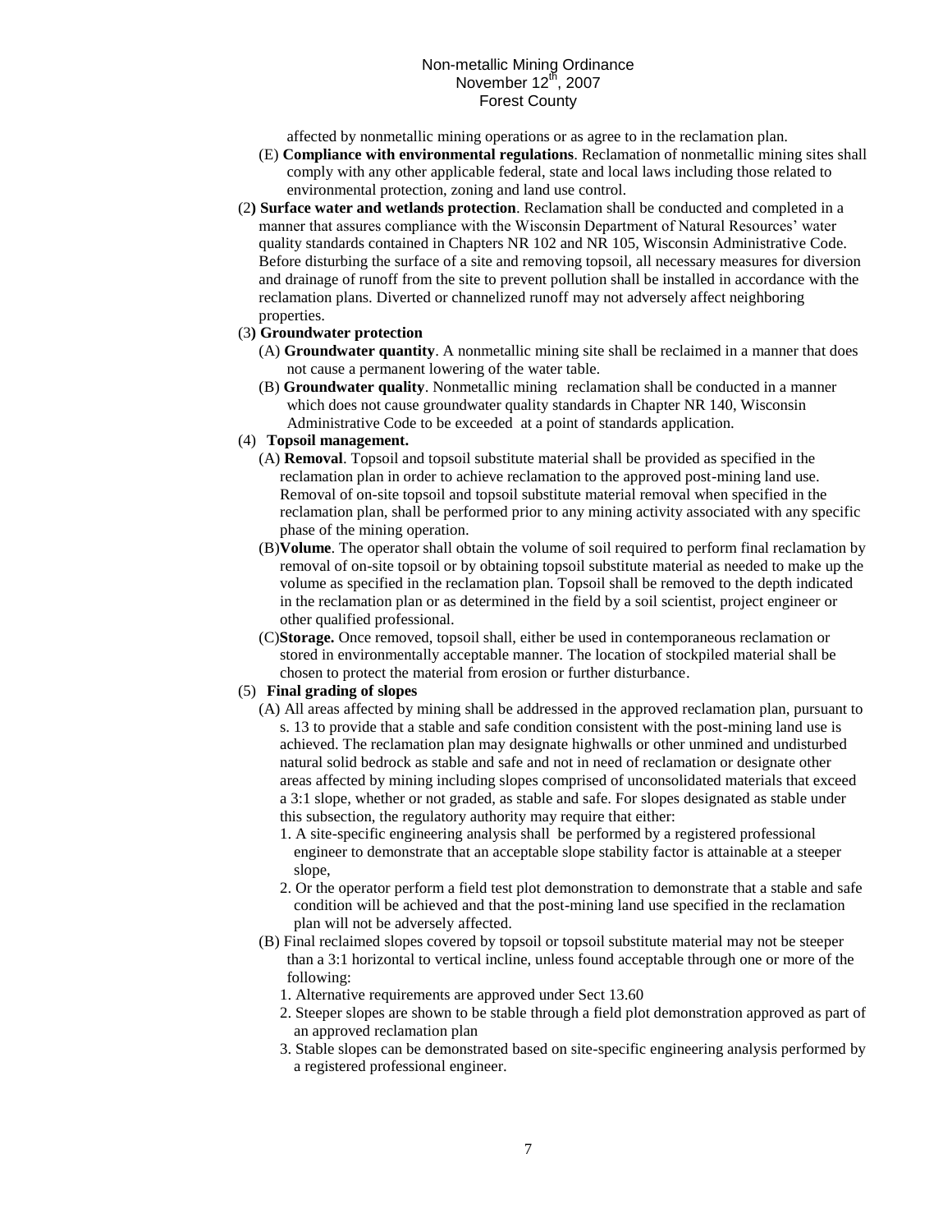affected by nonmetallic mining operations or as agree to in the reclamation plan.

(E) **Compliance with environmental regulations**. Reclamation of nonmetallic mining sites shall comply with any other applicable federal, state and local laws including those related to environmental protection, zoning and land use control.

(2**) Surface water and wetlands protection**. Reclamation shall be conducted and completed in a manner that assures compliance with the Wisconsin Department of Natural Resources' water quality standards contained in Chapters NR 102 and NR 105, Wisconsin Administrative Code. Before disturbing the surface of a site and removing topsoil, all necessary measures for diversion and drainage of runoff from the site to prevent pollution shall be installed in accordance with the reclamation plans. Diverted or channelized runoff may not adversely affect neighboring properties.

(3**) Groundwater protection**

(A) **Groundwater quantity**. A nonmetallic mining site shall be reclaimed in a manner that does not cause a permanent lowering of the water table.

(B) **Groundwater quality**. Nonmetallic mining reclamation shall be conducted in a manner which does not cause groundwater quality standards in Chapter NR 140, Wisconsin Administrative Code to be exceeded at a point of standards application.

(4) **Topsoil management.**

(A) **Removal**. Topsoil and topsoil substitute material shall be provided as specified in the reclamation plan in order to achieve reclamation to the approved post-mining land use. Removal of on-site topsoil and topsoil substitute material removal when specified in the reclamation plan, shall be performed prior to any mining activity associated with any specific phase of the mining operation.

(B)**Volume**. The operator shall obtain the volume of soil required to perform final reclamation by removal of on-site topsoil or by obtaining topsoil substitute material as needed to make up the volume as specified in the reclamation plan. Topsoil shall be removed to the depth indicated in the reclamation plan or as determined in the field by a soil scientist, project engineer or other qualified professional.

(C)**Storage.** Once removed, topsoil shall, either be used in contemporaneous reclamation or stored in environmentally acceptable manner. The location of stockpiled material shall be chosen to protect the material from erosion or further disturbance.

(5) **Final grading of slopes**

(A) All areas affected by mining shall be addressed in the approved reclamation plan, pursuant to s. 13 to provide that a stable and safe condition consistent with the post-mining land use is achieved. The reclamation plan may designate highwalls or other unmined and undisturbed natural solid bedrock as stable and safe and not in need of reclamation or designate other areas affected by mining including slopes comprised of unconsolidated materials that exceed a 3:1 slope, whether or not graded, as stable and safe. For slopes designated as stable under this subsection, the regulatory authority may require that either:

1. A site-specific engineering analysis shall be performed by a registered professional engineer to demonstrate that an acceptable slope stability factor is attainable at a steeper slope,
2. Or the operator perform a field test plot demonstration to demonstrate that a stable and safe condition will be achieved and that the post-mining land use specified in the reclamation plan will not be adversely affected.

(B) Final reclaimed slopes covered by topsoil or topsoil substitute material may not be steeper than a 3:1 horizontal to vertical incline, unless found acceptable through one or more of the following:

1. Alternative requirements are approved under Sect 13.60
2. Steeper slopes are shown to be stable through a field plot demonstration approved as part of an approved reclamation plan
3. Stable slopes can be demonstrated based on site-specific engineering analysis performed by a registered professional engineer.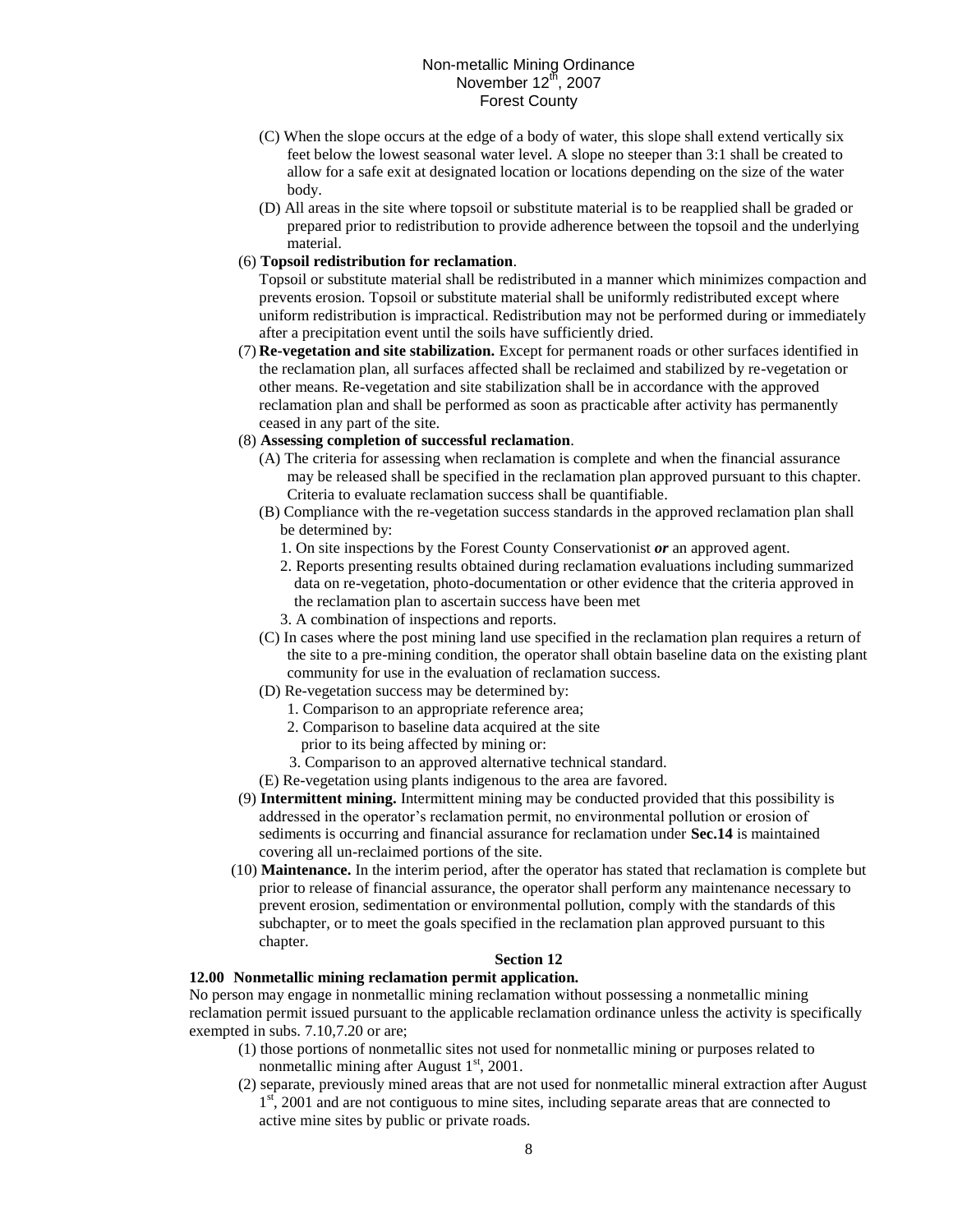(C) When the slope occurs at the edge of a body of water, this slope shall extend vertically six feet below the lowest seasonal water level. A slope no steeper than 3:1 shall be created to allow for a safe exit at designated location or locations depending on the size of the water body.

(D) All areas in the site where topsoil or substitute material is to be reapplied shall be graded or prepared prior to redistribution to provide adherence between the topsoil and the underlying material.

(6) **Topsoil redistribution for reclamation**.
Topsoil or substitute material shall be redistributed in a manner which minimizes compaction and prevents erosion. Topsoil or substitute material shall be uniformly redistributed except where uniform redistribution is impractical. Redistribution may not be performed during or immediately after a precipitation event until the soils have sufficiently dried.

(7) **Re-vegetation and site stabilization.** Except for permanent roads or other surfaces identified in the reclamation plan, all surfaces affected shall be reclaimed and stabilized by re-vegetation or other means. Re-vegetation and site stabilization shall be in accordance with the approved reclamation plan and shall be performed as soon as practicable after activity has permanently ceased in any part of the site.

(8) **Assessing completion of successful reclamation**.

(A) The criteria for assessing when reclamation is complete and when the financial assurance may be released shall be specified in the reclamation plan approved pursuant to this chapter. Criteria to evaluate reclamation success shall be quantifiable.

(B) Compliance with the re-vegetation success standards in the approved reclamation plan shall be determined by:

1. On site inspections by the Forest County Conservationist ***or*** an approved agent.
2. Reports presenting results obtained during reclamation evaluations including summarized data on re-vegetation, photo-documentation or other evidence that the criteria approved in the reclamation plan to ascertain success have been met
3. A combination of inspections and reports.

(C) In cases where the post mining land use specified in the reclamation plan requires a return of the site to a pre-mining condition, the operator shall obtain baseline data on the existing plant community for use in the evaluation of reclamation success.

(D) Re-vegetation success may be determined by:

1. Comparison to an appropriate reference area;
2. Comparison to baseline data acquired at the site prior to its being affected by mining or:
3. Comparison to an approved alternative technical standard.

(E) Re-vegetation using plants indigenous to the area are favored.

(9) **Intermittent mining.** Intermittent mining may be conducted provided that this possibility is addressed in the operator's reclamation permit, no environmental pollution or erosion of sediments is occurring and financial assurance for reclamation under **Sec.14** is maintained covering all un-reclaimed portions of the site.

(10) **Maintenance.** In the interim period, after the operator has stated that reclamation is complete but prior to release of financial assurance, the operator shall perform any maintenance necessary to prevent erosion, sedimentation or environmental pollution, comply with the standards of this subchapter, or to meet the goals specified in the reclamation plan approved pursuant to this chapter.

**Section 12**

**12.00 Nonmetallic mining reclamation permit application.**

No person may engage in nonmetallic mining reclamation without possessing a nonmetallic mining reclamation permit issued pursuant to the applicable reclamation ordinance unless the activity is specifically exempted in subs. 7.10,7.20 or are;

(1) those portions of nonmetallic sites not used for nonmetallic mining or purposes related to nonmetallic mining after August 1st, 2001.

(2) separate, previously mined areas that are not used for nonmetallic mineral extraction after August 1st, 2001 and are not contiguous to mine sites, including separate areas that are connected to active mine sites by public or private roads.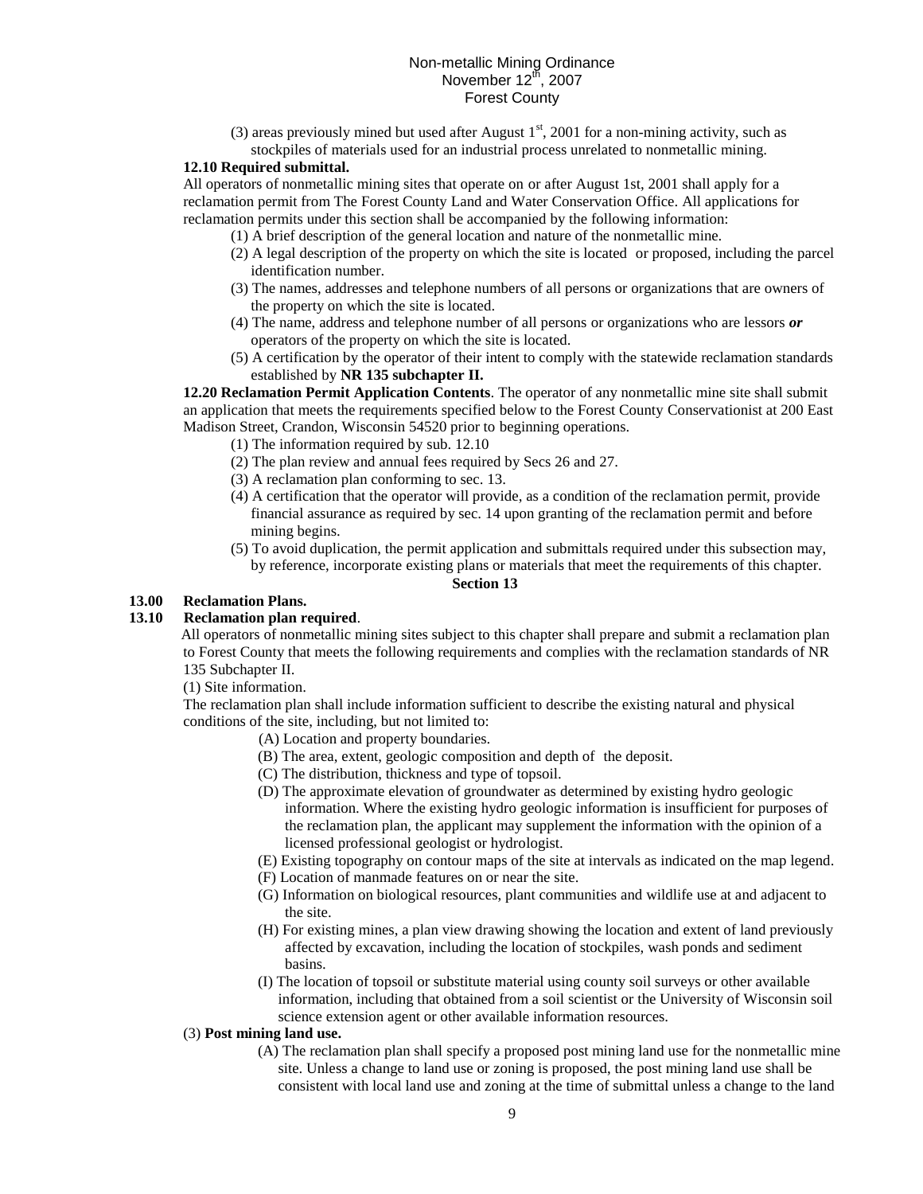(3) areas previously mined but used after August 1st, 2001 for a non-mining activity, such as stockpiles of materials used for an industrial process unrelated to nonmetallic mining.

**12.10 Required submittal.**

All operators of nonmetallic mining sites that operate on or after August 1st, 2001 shall apply for a reclamation permit from The Forest County Land and Water Conservation Office. All applications for reclamation permits under this section shall be accompanied by the following information:

(1) A brief description of the general location and nature of the nonmetallic mine.

(2) A legal description of the property on which the site is located or proposed, including the parcel identification number.

(3) The names, addresses and telephone numbers of all persons or organizations that are owners of the property on which the site is located.

(4) The name, address and telephone number of all persons or organizations who are lessors ***or*** operators of the property on which the site is located.

(5) A certification by the operator of their intent to comply with the statewide reclamation standards established by **NR 135 subchapter II.**

**12.20 Reclamation Permit Application Contents**. The operator of any nonmetallic mine site shall submit an application that meets the requirements specified below to the Forest County Conservationist at 200 East Madison Street, Crandon, Wisconsin 54520 prior to beginning operations.

(1) The information required by sub. 12.10

(2) The plan review and annual fees required by Secs 26 and 27.

(3) A reclamation plan conforming to sec. 13.

(4) A certification that the operator will provide, as a condition of the reclamation permit, provide financial assurance as required by sec. 14 upon granting of the reclamation permit and before mining begins.

(5) To avoid duplication, the permit application and submittals required under this subsection may, by reference, incorporate existing plans or materials that meet the requirements of this chapter.

**Section 13**

**13.00 Reclamation Plans.**

**13.10 Reclamation plan required**.

All operators of nonmetallic mining sites subject to this chapter shall prepare and submit a reclamation plan to Forest County that meets the following requirements and complies with the reclamation standards of NR 135 Subchapter II.

(1) Site information.

The reclamation plan shall include information sufficient to describe the existing natural and physical conditions of the site, including, but not limited to:

(A) Location and property boundaries.

(B) The area, extent, geologic composition and depth of the deposit.

(C) The distribution, thickness and type of topsoil.

(D) The approximate elevation of groundwater as determined by existing hydro geologic information. Where the existing hydro geologic information is insufficient for purposes of the reclamation plan, the applicant may supplement the information with the opinion of a licensed professional geologist or hydrologist.

(E) Existing topography on contour maps of the site at intervals as indicated on the map legend.

(F) Location of manmade features on or near the site.

(G) Information on biological resources, plant communities and wildlife use at and adjacent to the site.

(H) For existing mines, a plan view drawing showing the location and extent of land previously affected by excavation, including the location of stockpiles, wash ponds and sediment basins.

(I) The location of topsoil or substitute material using county soil surveys or other available information, including that obtained from a soil scientist or the University of Wisconsin soil science extension agent or other available information resources.

(3) **Post mining land use.**

(A) The reclamation plan shall specify a proposed post mining land use for the nonmetallic mine site. Unless a change to land use or zoning is proposed, the post mining land use shall be consistent with local land use and zoning at the time of submittal unless a change to the land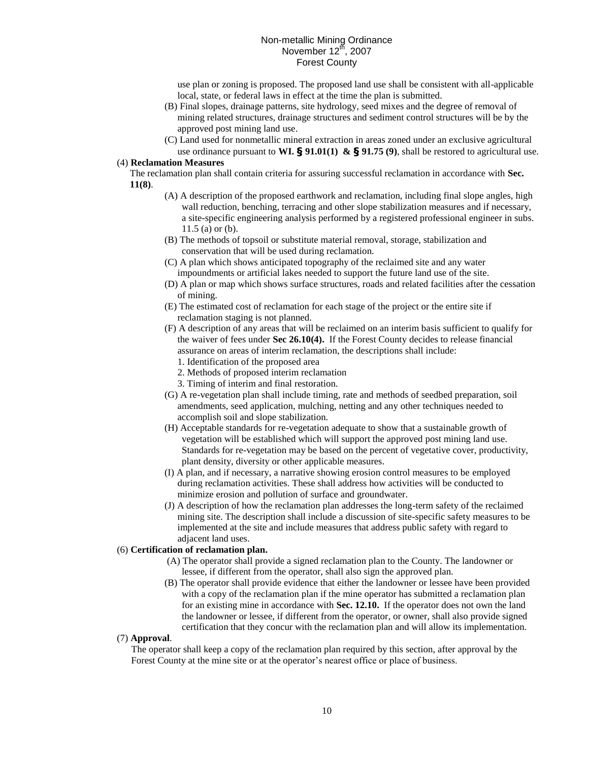use plan or zoning is proposed. The proposed land use shall be consistent with all-applicable local, state, or federal laws in effect at the time the plan is submitted.

(B) Final slopes, drainage patterns, site hydrology, seed mixes and the degree of removal of mining related structures, drainage structures and sediment control structures will be by the approved post mining land use.

(C) Land used for nonmetallic mineral extraction in areas zoned under an exclusive agricultural use ordinance pursuant to **WI. § 91.01(1) & § 91.75 (9)**, shall be restored to agricultural use.

(4) **Reclamation Measures**

The reclamation plan shall contain criteria for assuring successful reclamation in accordance with **Sec. 11(8)**.

(A) A description of the proposed earthwork and reclamation, including final slope angles, high wall reduction, benching, terracing and other slope stabilization measures and if necessary, a site-specific engineering analysis performed by a registered professional engineer in subs. 11.5 (a) or (b).

(B) The methods of topsoil or substitute material removal, storage, stabilization and conservation that will be used during reclamation.

(C) A plan which shows anticipated topography of the reclaimed site and any water impoundments or artificial lakes needed to support the future land use of the site.

(D) A plan or map which shows surface structures, roads and related facilities after the cessation of mining.

(E) The estimated cost of reclamation for each stage of the project or the entire site if reclamation staging is not planned.

(F) A description of any areas that will be reclaimed on an interim basis sufficient to qualify for the waiver of fees under **Sec 26.10(4).** If the Forest County decides to release financial assurance on areas of interim reclamation, the descriptions shall include:

1. Identification of the proposed area
2. Methods of proposed interim reclamation
3. Timing of interim and final restoration.

(G) A re-vegetation plan shall include timing, rate and methods of seedbed preparation, soil amendments, seed application, mulching, netting and any other techniques needed to accomplish soil and slope stabilization.

(H) Acceptable standards for re-vegetation adequate to show that a sustainable growth of vegetation will be established which will support the approved post mining land use. Standards for re-vegetation may be based on the percent of vegetative cover, productivity, plant density, diversity or other applicable measures.

(I) A plan, and if necessary, a narrative showing erosion control measures to be employed during reclamation activities. These shall address how activities will be conducted to minimize erosion and pollution of surface and groundwater.

(J) A description of how the reclamation plan addresses the long-term safety of the reclaimed mining site. The description shall include a discussion of site-specific safety measures to be implemented at the site and include measures that address public safety with regard to adjacent land uses.

(6) **Certification of reclamation plan.**

(A) The operator shall provide a signed reclamation plan to the County. The landowner or lessee, if different from the operator, shall also sign the approved plan.

(B) The operator shall provide evidence that either the landowner or lessee have been provided with a copy of the reclamation plan if the mine operator has submitted a reclamation plan for an existing mine in accordance with **Sec. 12.10.** If the operator does not own the land the landowner or lessee, if different from the operator, or owner, shall also provide signed certification that they concur with the reclamation plan and will allow its implementation.

(7) **Approval**.

The operator shall keep a copy of the reclamation plan required by this section, after approval by the Forest County at the mine site or at the operator's nearest office or place of business.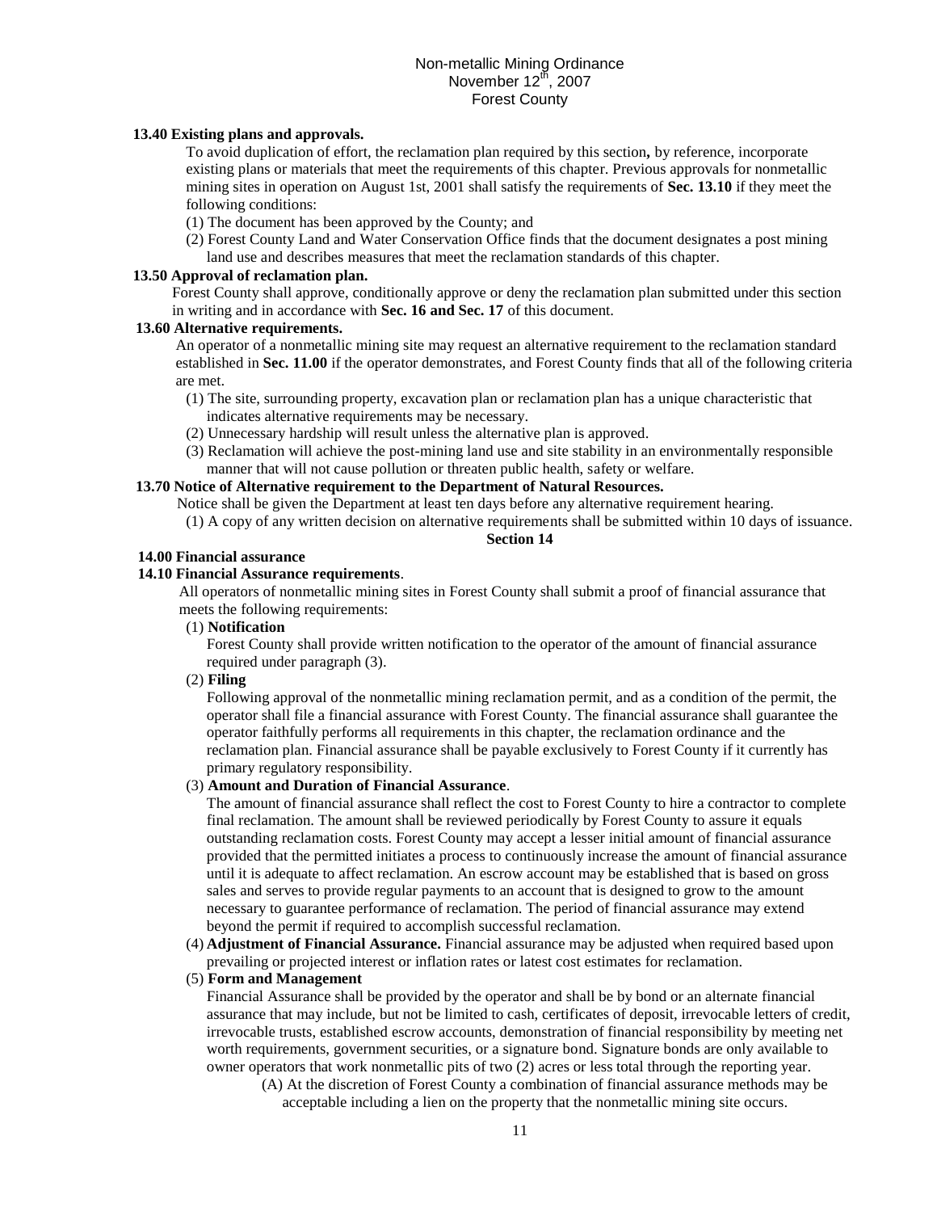**13.40 Existing plans and approvals.**

To avoid duplication of effort, the reclamation plan required by this section**,** by reference, incorporate existing plans or materials that meet the requirements of this chapter. Previous approvals for nonmetallic mining sites in operation on August 1st, 2001 shall satisfy the requirements of **Sec. 13.10** if they meet the following conditions:

(1) The document has been approved by the County; and

(2) Forest County Land and Water Conservation Office finds that the document designates a post mining land use and describes measures that meet the reclamation standards of this chapter.

**13.50 Approval of reclamation plan.**

Forest County shall approve, conditionally approve or deny the reclamation plan submitted under this section in writing and in accordance with **Sec. 16 and Sec. 17** of this document.

**13.60 Alternative requirements.**

An operator of a nonmetallic mining site may request an alternative requirement to the reclamation standard established in **Sec. 11.00** if the operator demonstrates, and Forest County finds that all of the following criteria are met.

(1) The site, surrounding property, excavation plan or reclamation plan has a unique characteristic that indicates alternative requirements may be necessary.

(2) Unnecessary hardship will result unless the alternative plan is approved.

(3) Reclamation will achieve the post-mining land use and site stability in an environmentally responsible manner that will not cause pollution or threaten public health, safety or welfare.

**13.70 Notice of Alternative requirement to the Department of Natural Resources.**

Notice shall be given the Department at least ten days before any alternative requirement hearing.

(1) A copy of any written decision on alternative requirements shall be submitted within 10 days of issuance.

**Section 14**

**14.00 Financial assurance**

**14.10 Financial Assurance requirements**.

All operators of nonmetallic mining sites in Forest County shall submit a proof of financial assurance that meets the following requirements:

(1) **Notification**

Forest County shall provide written notification to the operator of the amount of financial assurance required under paragraph (3).

(2) **Filing**

Following approval of the nonmetallic mining reclamation permit, and as a condition of the permit, the operator shall file a financial assurance with Forest County. The financial assurance shall guarantee the operator faithfully performs all requirements in this chapter, the reclamation ordinance and the reclamation plan. Financial assurance shall be payable exclusively to Forest County if it currently has primary regulatory responsibility.

(3) **Amount and Duration of Financial Assurance**.

The amount of financial assurance shall reflect the cost to Forest County to hire a contractor to complete final reclamation. The amount shall be reviewed periodically by Forest County to assure it equals outstanding reclamation costs. Forest County may accept a lesser initial amount of financial assurance provided that the permitted initiates a process to continuously increase the amount of financial assurance until it is adequate to affect reclamation. An escrow account may be established that is based on gross sales and serves to provide regular payments to an account that is designed to grow to the amount necessary to guarantee performance of reclamation. The period of financial assurance may extend beyond the permit if required to accomplish successful reclamation.

(4) **Adjustment of Financial Assurance.** Financial assurance may be adjusted when required based upon prevailing or projected interest or inflation rates or latest cost estimates for reclamation.

(5) **Form and Management**

Financial Assurance shall be provided by the operator and shall be by bond or an alternate financial assurance that may include, but not be limited to cash, certificates of deposit, irrevocable letters of credit, irrevocable trusts, established escrow accounts, demonstration of financial responsibility by meeting net worth requirements, government securities, or a signature bond. Signature bonds are only available to owner operators that work nonmetallic pits of two (2) acres or less total through the reporting year.

(A) At the discretion of Forest County a combination of financial assurance methods may be acceptable including a lien on the property that the nonmetallic mining site occurs.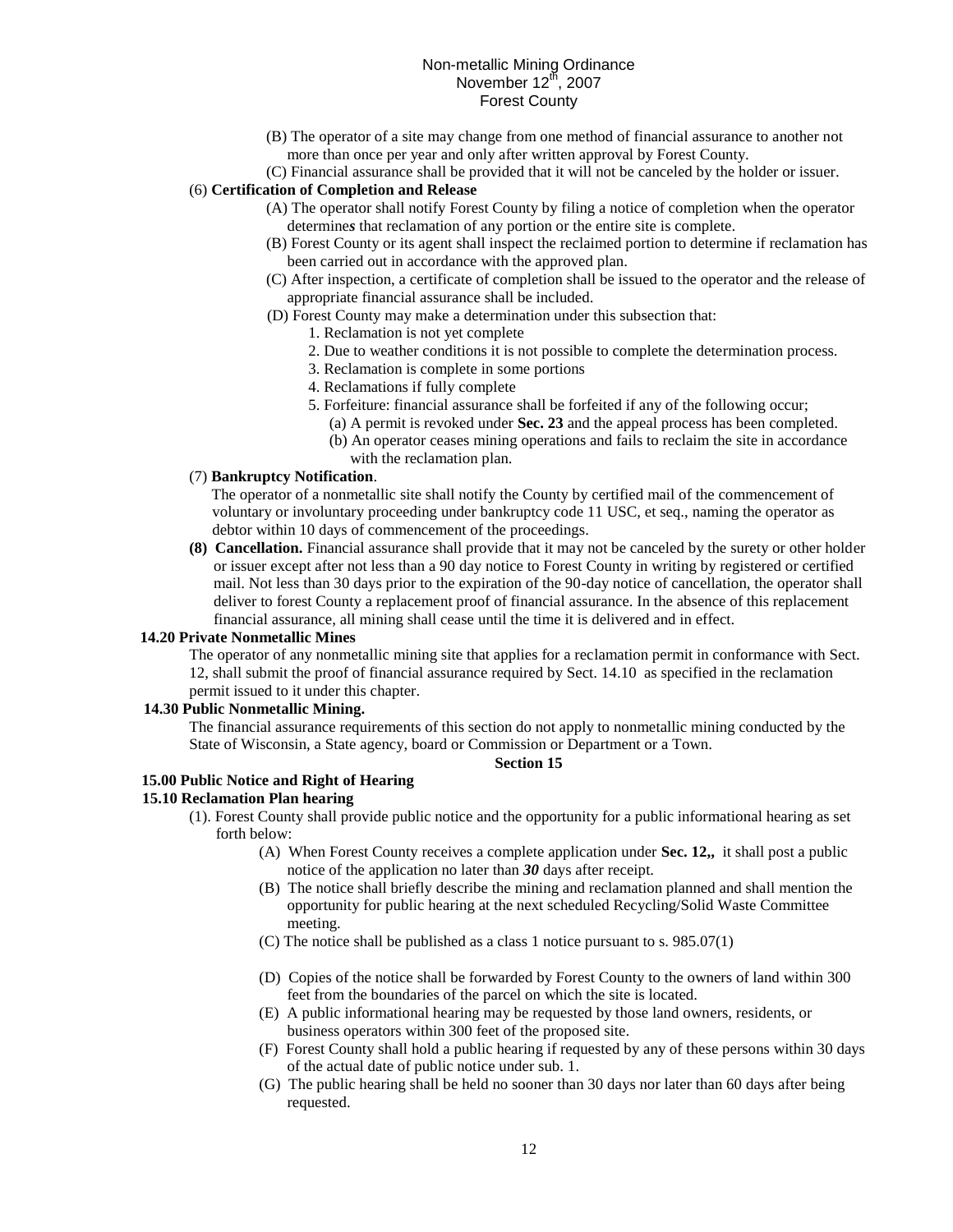(B) The operator of a site may change from one method of financial assurance to another not more than once per year and only after written approval by Forest County.

(C) Financial assurance shall be provided that it will not be canceled by the holder or issuer.

(6) **Certification of Completion and Release**

(A) The operator shall notify Forest County by filing a notice of completion when the operator determine*s* that reclamation of any portion or the entire site is complete.

(B) Forest County or its agent shall inspect the reclaimed portion to determine if reclamation has been carried out in accordance with the approved plan.

(C) After inspection, a certificate of completion shall be issued to the operator and the release of appropriate financial assurance shall be included.

(D) Forest County may make a determination under this subsection that:

1. Reclamation is not yet complete
2. Due to weather conditions it is not possible to complete the determination process.
3. Reclamation is complete in some portions
4. Reclamations if fully complete
5. Forfeiture: financial assurance shall be forfeited if any of the following occur;
   (a) A permit is revoked under **Sec. 23** and the appeal process has been completed.
   (b) An operator ceases mining operations and fails to reclaim the site in accordance with the reclamation plan.

(7) **Bankruptcy Notification**.

The operator of a nonmetallic site shall notify the County by certified mail of the commencement of voluntary or involuntary proceeding under bankruptcy code 11 USC, et seq., naming the operator as debtor within 10 days of commencement of the proceedings.

**(8) Cancellation.** Financial assurance shall provide that it may not be canceled by the surety or other holder or issuer except after not less than a 90 day notice to Forest County in writing by registered or certified mail. Not less than 30 days prior to the expiration of the 90-day notice of cancellation, the operator shall deliver to forest County a replacement proof of financial assurance. In the absence of this replacement financial assurance, all mining shall cease until the time it is delivered and in effect.

**14.20 Private Nonmetallic Mines**

The operator of any nonmetallic mining site that applies for a reclamation permit in conformance with Sect. 12, shall submit the proof of financial assurance required by Sect. 14.10 as specified in the reclamation permit issued to it under this chapter.

**14.30 Public Nonmetallic Mining.**

The financial assurance requirements of this section do not apply to nonmetallic mining conducted by the State of Wisconsin, a State agency, board or Commission or Department or a Town.

## Section 15

**15.00 Public Notice and Right of Hearing**

**15.10 Reclamation Plan hearing**

(1). Forest County shall provide public notice and the opportunity for a public informational hearing as set forth below:

(A) When Forest County receives a complete application under **Sec. 12,,** it shall post a public notice of the application no later than ***30*** days after receipt.

(B) The notice shall briefly describe the mining and reclamation planned and shall mention the opportunity for public hearing at the next scheduled Recycling/Solid Waste Committee meeting.

(C) The notice shall be published as a class 1 notice pursuant to s. 985.07(1)

(D) Copies of the notice shall be forwarded by Forest County to the owners of land within 300 feet from the boundaries of the parcel on which the site is located.

(E) A public informational hearing may be requested by those land owners, residents, or business operators within 300 feet of the proposed site.

(F) Forest County shall hold a public hearing if requested by any of these persons within 30 days of the actual date of public notice under sub. 1.

(G) The public hearing shall be held no sooner than 30 days nor later than 60 days after being requested.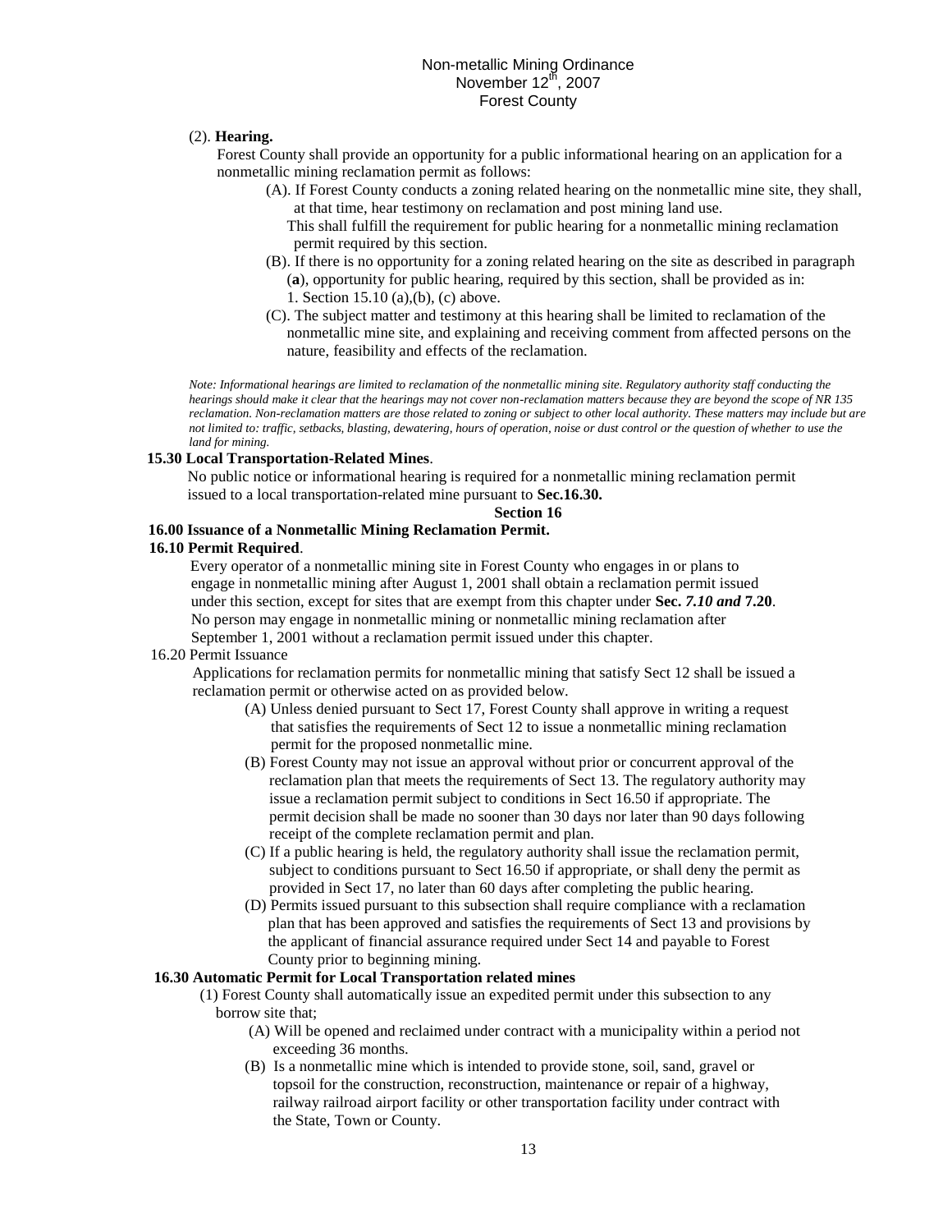(2). **Hearing.**

Forest County shall provide an opportunity for a public informational hearing on an application for a nonmetallic mining reclamation permit as follows:

(A). If Forest County conducts a zoning related hearing on the nonmetallic mine site, they shall, at that time, hear testimony on reclamation and post mining land use.
This shall fulfill the requirement for public hearing for a nonmetallic mining reclamation permit required by this section.

(B). If there is no opportunity for a zoning related hearing on the site as described in paragraph (**a**), opportunity for public hearing, required by this section, shall be provided as in:
1. Section 15.10 (a),(b), (c) above.

(C). The subject matter and testimony at this hearing shall be limited to reclamation of the nonmetallic mine site, and explaining and receiving comment from affected persons on the nature, feasibility and effects of the reclamation.

*Note: Informational hearings are limited to reclamation of the nonmetallic mining site. Regulatory authority staff conducting the hearings should make it clear that the hearings may not cover non-reclamation matters because they are beyond the scope of NR 135 reclamation. Non-reclamation matters are those related to zoning or subject to other local authority. These matters may include but are not limited to: traffic, setbacks, blasting, dewatering, hours of operation, noise or dust control or the question of whether to use the land for mining.*

**15.30 Local Transportation-Related Mines**.

No public notice or informational hearing is required for a nonmetallic mining reclamation permit issued to a local transportation-related mine pursuant to **Sec.16.30.**

**Section 16**

**16.00 Issuance of a Nonmetallic Mining Reclamation Permit.**

**16.10 Permit Required**.

Every operator of a nonmetallic mining site in Forest County who engages in or plans to engage in nonmetallic mining after August 1, 2001 shall obtain a reclamation permit issued under this section, except for sites that are exempt from this chapter under **Sec.** ***7.10 and*** **7.20**. No person may engage in nonmetallic mining or nonmetallic mining reclamation after September 1, 2001 without a reclamation permit issued under this chapter.

16.20 Permit Issuance

Applications for reclamation permits for nonmetallic mining that satisfy Sect 12 shall be issued a reclamation permit or otherwise acted on as provided below.

(A) Unless denied pursuant to Sect 17, Forest County shall approve in writing a request that satisfies the requirements of Sect 12 to issue a nonmetallic mining reclamation permit for the proposed nonmetallic mine.

(B) Forest County may not issue an approval without prior or concurrent approval of the reclamation plan that meets the requirements of Sect 13. The regulatory authority may issue a reclamation permit subject to conditions in Sect 16.50 if appropriate. The permit decision shall be made no sooner than 30 days nor later than 90 days following receipt of the complete reclamation permit and plan.

(C) If a public hearing is held, the regulatory authority shall issue the reclamation permit, subject to conditions pursuant to Sect 16.50 if appropriate, or shall deny the permit as provided in Sect 17, no later than 60 days after completing the public hearing.

(D) Permits issued pursuant to this subsection shall require compliance with a reclamation plan that has been approved and satisfies the requirements of Sect 13 and provisions by the applicant of financial assurance required under Sect 14 and payable to Forest County prior to beginning mining.

**16.30 Automatic Permit for Local Transportation related mines**

(1) Forest County shall automatically issue an expedited permit under this subsection to any borrow site that;

(A) Will be opened and reclaimed under contract with a municipality within a period not exceeding 36 months.

(B) Is a nonmetallic mine which is intended to provide stone, soil, sand, gravel or topsoil for the construction, reconstruction, maintenance or repair of a highway, railway railroad airport facility or other transportation facility under contract with the State, Town or County.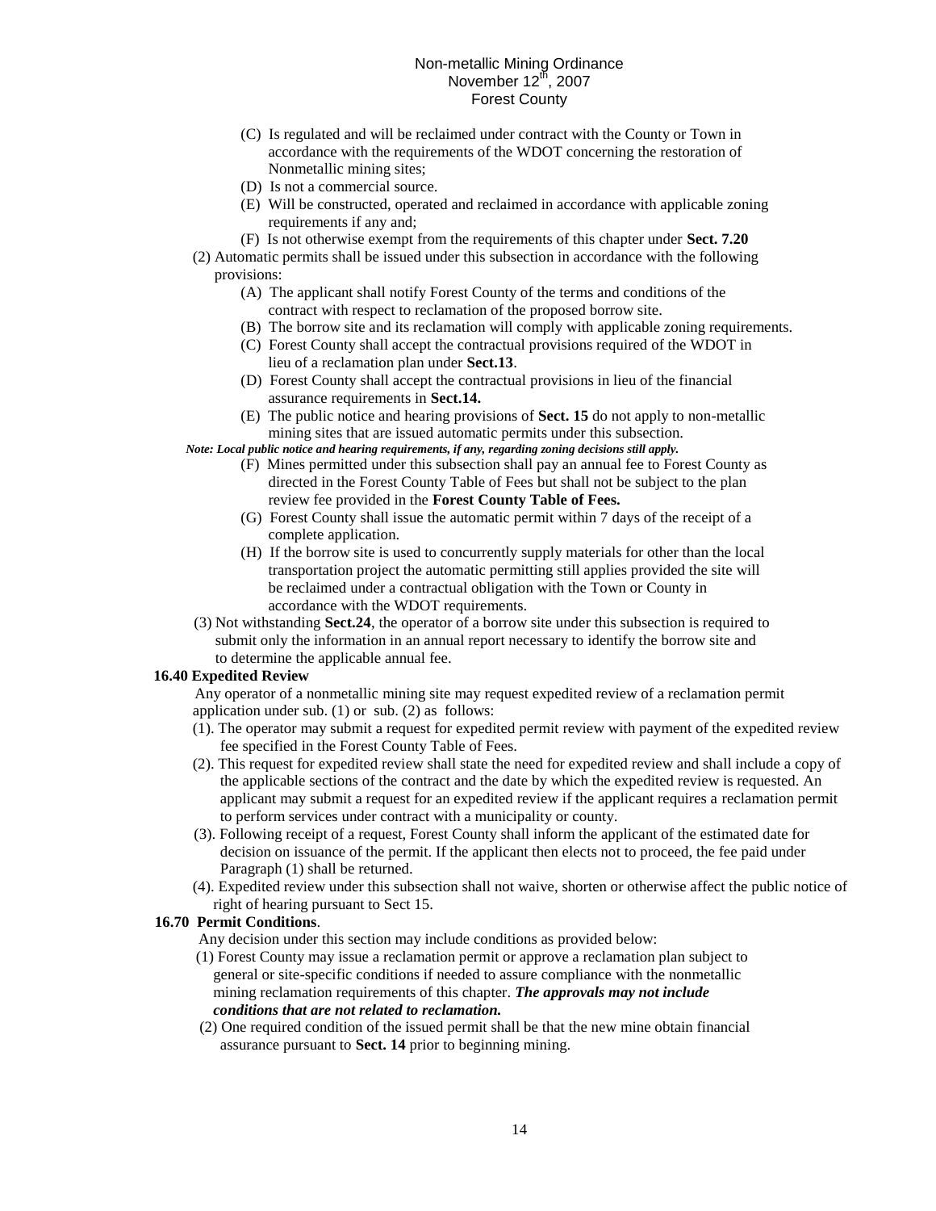(C) Is regulated and will be reclaimed under contract with the County or Town in accordance with the requirements of the WDOT concerning the restoration of Nonmetallic mining sites;

(D) Is not a commercial source.

(E) Will be constructed, operated and reclaimed in accordance with applicable zoning requirements if any and;

(F) Is not otherwise exempt from the requirements of this chapter under **Sect. 7.20**

(2) Automatic permits shall be issued under this subsection in accordance with the following provisions:

(A) The applicant shall notify Forest County of the terms and conditions of the contract with respect to reclamation of the proposed borrow site.

(B) The borrow site and its reclamation will comply with applicable zoning requirements.

(C) Forest County shall accept the contractual provisions required of the WDOT in lieu of a reclamation plan under **Sect.13**.

(D) Forest County shall accept the contractual provisions in lieu of the financial assurance requirements in **Sect.14.**

(E) The public notice and hearing provisions of **Sect. 15** do not apply to non-metallic mining sites that are issued automatic permits under this subsection.

***Note: Local public notice and hearing requirements, if any, regarding zoning decisions still apply.***

(F) Mines permitted under this subsection shall pay an annual fee to Forest County as directed in the Forest County Table of Fees but shall not be subject to the plan review fee provided in the **Forest County Table of Fees.**

(G) Forest County shall issue the automatic permit within 7 days of the receipt of a complete application.

(H) If the borrow site is used to concurrently supply materials for other than the local transportation project the automatic permitting still applies provided the site will be reclaimed under a contractual obligation with the Town or County in accordance with the WDOT requirements.

(3) Not withstanding **Sect.24**, the operator of a borrow site under this subsection is required to submit only the information in an annual report necessary to identify the borrow site and to determine the applicable annual fee.

**16.40 Expedited Review**

Any operator of a nonmetallic mining site may request expedited review of a reclamation permit application under sub. (1) or sub. (2) as follows:

(1). The operator may submit a request for expedited permit review with payment of the expedited review fee specified in the Forest County Table of Fees.

(2). This request for expedited review shall state the need for expedited review and shall include a copy of the applicable sections of the contract and the date by which the expedited review is requested. An applicant may submit a request for an expedited review if the applicant requires a reclamation permit to perform services under contract with a municipality or county.

(3). Following receipt of a request, Forest County shall inform the applicant of the estimated date for decision on issuance of the permit. If the applicant then elects not to proceed, the fee paid under Paragraph (1) shall be returned.

(4). Expedited review under this subsection shall not waive, shorten or otherwise affect the public notice of right of hearing pursuant to Sect 15.

**16.70 Permit Conditions**.

Any decision under this section may include conditions as provided below:

(1) Forest County may issue a reclamation permit or approve a reclamation plan subject to general or site-specific conditions if needed to assure compliance with the nonmetallic mining reclamation requirements of this chapter. ***The approvals may not include conditions that are not related to reclamation.***

(2) One required condition of the issued permit shall be that the new mine obtain financial assurance pursuant to **Sect. 14** prior to beginning mining.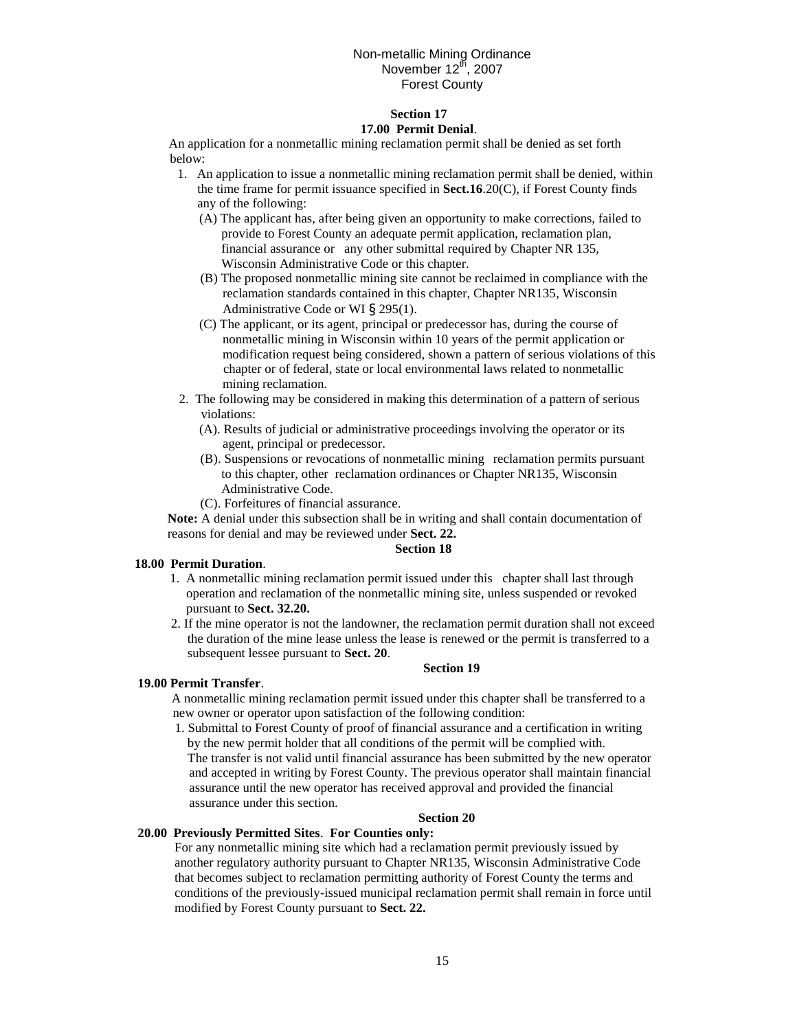## Section 17

### 17.00 Permit Denial.

An application for a nonmetallic mining reclamation permit shall be denied as set forth below:

1. An application to issue a nonmetallic mining reclamation permit shall be denied, within the time frame for permit issuance specified in **Sect.16**.20(C), if Forest County finds any of the following:
   - (A) The applicant has, after being given an opportunity to make corrections, failed to provide to Forest County an adequate permit application, reclamation plan, financial assurance or any other submittal required by Chapter NR 135, Wisconsin Administrative Code or this chapter.
   - (B) The proposed nonmetallic mining site cannot be reclaimed in compliance with the reclamation standards contained in this chapter, Chapter NR135, Wisconsin Administrative Code or WI § 295(1).
   - (C) The applicant, or its agent, principal or predecessor has, during the course of nonmetallic mining in Wisconsin within 10 years of the permit application or modification request being considered, shown a pattern of serious violations of this chapter or of federal, state or local environmental laws related to nonmetallic mining reclamation.
2. The following may be considered in making this determination of a pattern of serious violations:
   - (A). Results of judicial or administrative proceedings involving the operator or its agent, principal or predecessor.
   - (B). Suspensions or revocations of nonmetallic mining reclamation permits pursuant to this chapter, other reclamation ordinances or Chapter NR135, Wisconsin Administrative Code.
   - (C). Forfeitures of financial assurance.

**Note:** A denial under this subsection shall be in writing and shall contain documentation of reasons for denial and may be reviewed under **Sect. 22.**

## Section 18

### 18.00 Permit Duration.

1. A nonmetallic mining reclamation permit issued under this chapter shall last through operation and reclamation of the nonmetallic mining site, unless suspended or revoked pursuant to **Sect. 32.20.**
2. If the mine operator is not the landowner, the reclamation permit duration shall not exceed the duration of the mine lease unless the lease is renewed or the permit is transferred to a subsequent lessee pursuant to **Sect. 20**.

## Section 19

### 19.00 Permit Transfer.

A nonmetallic mining reclamation permit issued under this chapter shall be transferred to a new owner or operator upon satisfaction of the following condition:

1. Submittal to Forest County of proof of financial assurance and a certification in writing by the new permit holder that all conditions of the permit will be complied with. The transfer is not valid until financial assurance has been submitted by the new operator and accepted in writing by Forest County. The previous operator shall maintain financial assurance until the new operator has received approval and provided the financial assurance under this section.

## Section 20

### 20.00 Previously Permitted Sites. For Counties only:

For any nonmetallic mining site which had a reclamation permit previously issued by another regulatory authority pursuant to Chapter NR135, Wisconsin Administrative Code that becomes subject to reclamation permitting authority of Forest County the terms and conditions of the previously-issued municipal reclamation permit shall remain in force until modified by Forest County pursuant to **Sect. 22.**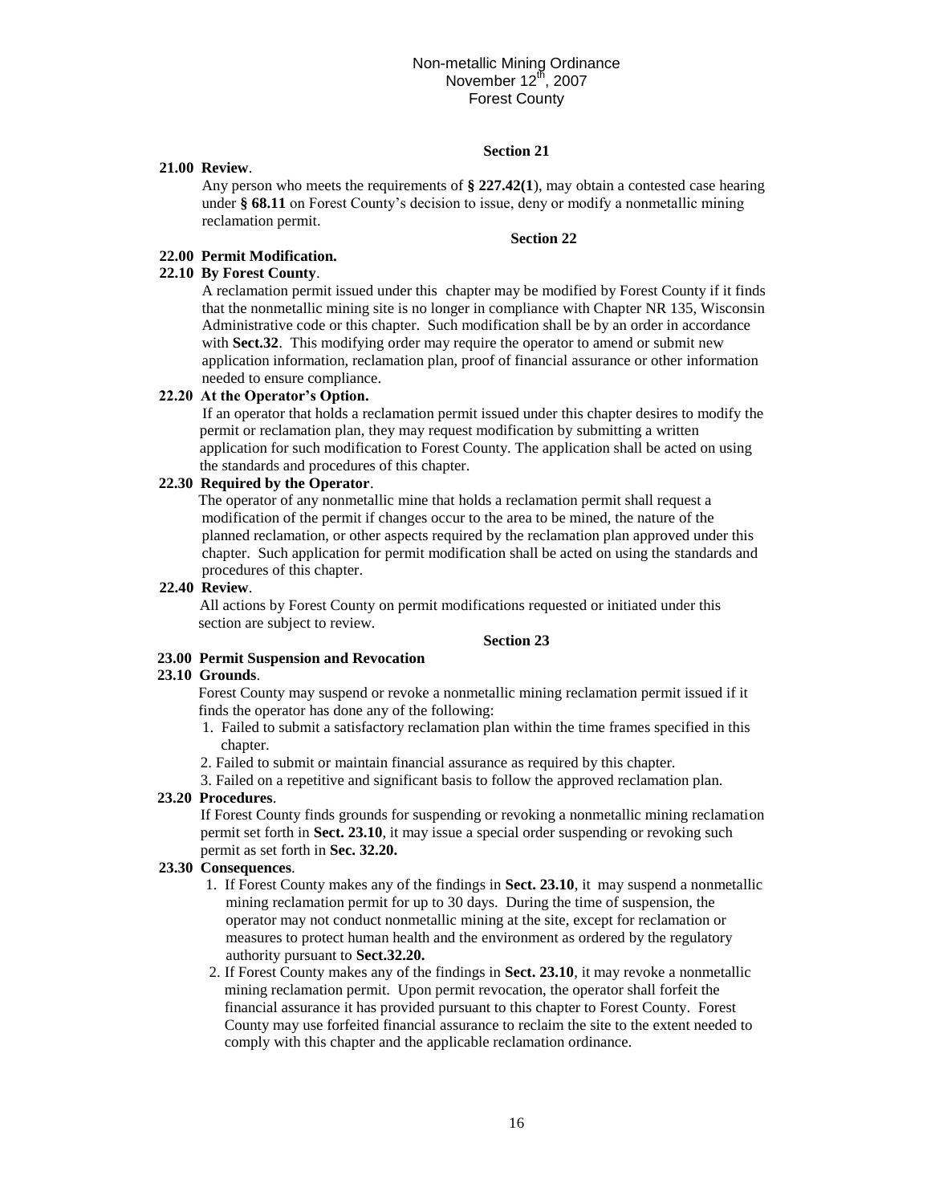### Section 21

**21.00 Review**.

Any person who meets the requirements of **§ 227.42(1**), may obtain a contested case hearing under **§ 68.11** on Forest County's decision to issue, deny or modify a nonmetallic mining reclamation permit.

### Section 22

**22.00 Permit Modification.**

**22.10 By Forest County**.

A reclamation permit issued under this chapter may be modified by Forest County if it finds that the nonmetallic mining site is no longer in compliance with Chapter NR 135, Wisconsin Administrative code or this chapter. Such modification shall be by an order in accordance with **Sect.32**. This modifying order may require the operator to amend or submit new application information, reclamation plan, proof of financial assurance or other information needed to ensure compliance.

**22.20 At the Operator's Option.**

If an operator that holds a reclamation permit issued under this chapter desires to modify the permit or reclamation plan, they may request modification by submitting a written application for such modification to Forest County. The application shall be acted on using the standards and procedures of this chapter.

**22.30 Required by the Operator**.

The operator of any nonmetallic mine that holds a reclamation permit shall request a modification of the permit if changes occur to the area to be mined, the nature of the planned reclamation, or other aspects required by the reclamation plan approved under this chapter. Such application for permit modification shall be acted on using the standards and procedures of this chapter.

**22.40 Review**.

All actions by Forest County on permit modifications requested or initiated under this section are subject to review.

### Section 23

**23.00 Permit Suspension and Revocation**

**23.10 Grounds**.

Forest County may suspend or revoke a nonmetallic mining reclamation permit issued if it finds the operator has done any of the following:

1. Failed to submit a satisfactory reclamation plan within the time frames specified in this chapter.
2. Failed to submit or maintain financial assurance as required by this chapter.
3. Failed on a repetitive and significant basis to follow the approved reclamation plan.

**23.20 Procedures**.

If Forest County finds grounds for suspending or revoking a nonmetallic mining reclamation permit set forth in **Sect. 23.10**, it may issue a special order suspending or revoking such permit as set forth in **Sec. 32.20.**

**23.30 Consequences**.

1. If Forest County makes any of the findings in **Sect. 23.10**, it may suspend a nonmetallic mining reclamation permit for up to 30 days. During the time of suspension, the operator may not conduct nonmetallic mining at the site, except for reclamation or measures to protect human health and the environment as ordered by the regulatory authority pursuant to **Sect.32.20.**
2. If Forest County makes any of the findings in **Sect. 23.10**, it may revoke a nonmetallic mining reclamation permit. Upon permit revocation, the operator shall forfeit the financial assurance it has provided pursuant to this chapter to Forest County. Forest County may use forfeited financial assurance to reclaim the site to the extent needed to comply with this chapter and the applicable reclamation ordinance.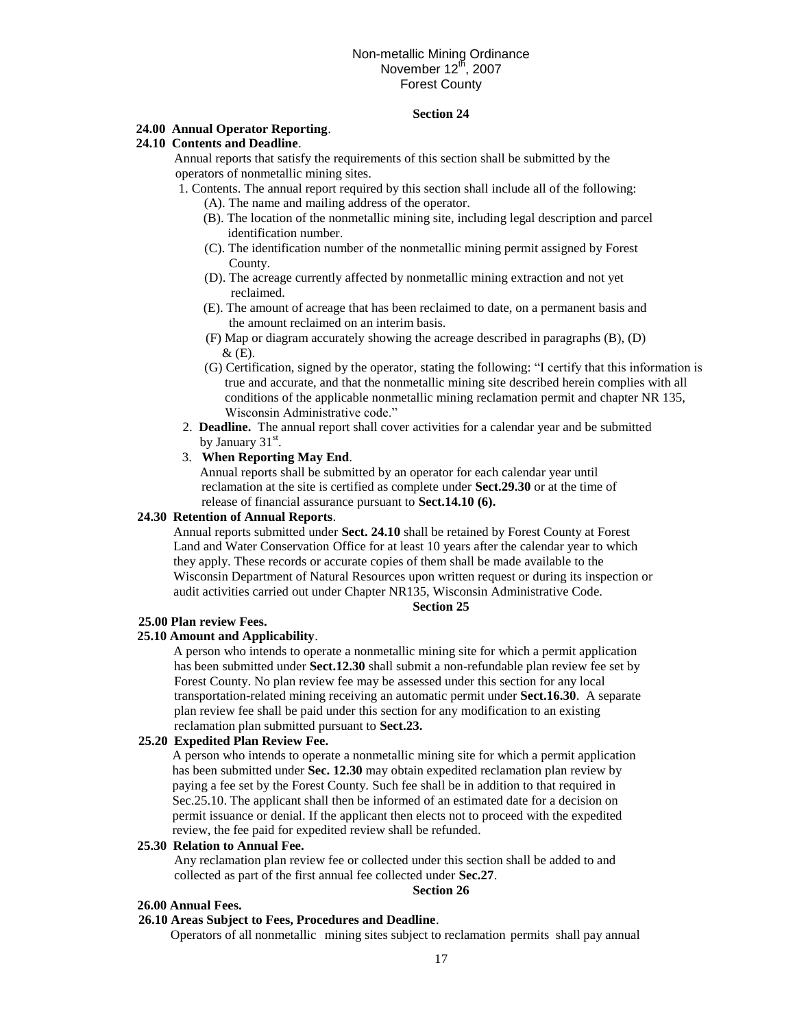**Section 24**

**24.00 Annual Operator Reporting**.

**24.10 Contents and Deadline**.

Annual reports that satisfy the requirements of this section shall be submitted by the operators of nonmetallic mining sites.

1. Contents. The annual report required by this section shall include all of the following:
   - (A). The name and mailing address of the operator.
   - (B). The location of the nonmetallic mining site, including legal description and parcel identification number.
   - (C). The identification number of the nonmetallic mining permit assigned by Forest County.
   - (D). The acreage currently affected by nonmetallic mining extraction and not yet reclaimed.
   - (E). The amount of acreage that has been reclaimed to date, on a permanent basis and the amount reclaimed on an interim basis.
   - (F) Map or diagram accurately showing the acreage described in paragraphs (B), (D) & (E).
   - (G) Certification, signed by the operator, stating the following: "I certify that this information is true and accurate, and that the nonmetallic mining site described herein complies with all conditions of the applicable nonmetallic mining reclamation permit and chapter NR 135, Wisconsin Administrative code."
2. **Deadline.** The annual report shall cover activities for a calendar year and be submitted by January 31st.
3. **When Reporting May End**.

   Annual reports shall be submitted by an operator for each calendar year until reclamation at the site is certified as complete under **Sect.29.30** or at the time of release of financial assurance pursuant to **Sect.14.10 (6).**

**24.30 Retention of Annual Reports**.

Annual reports submitted under **Sect. 24.10** shall be retained by Forest County at Forest Land and Water Conservation Office for at least 10 years after the calendar year to which they apply. These records or accurate copies of them shall be made available to the Wisconsin Department of Natural Resources upon written request or during its inspection or audit activities carried out under Chapter NR135, Wisconsin Administrative Code.

**Section 25**

**25.00 Plan review Fees.**

**25.10 Amount and Applicability**.

A person who intends to operate a nonmetallic mining site for which a permit application has been submitted under **Sect.12.30** shall submit a non-refundable plan review fee set by Forest County. No plan review fee may be assessed under this section for any local transportation-related mining receiving an automatic permit under **Sect.16.30**. A separate plan review fee shall be paid under this section for any modification to an existing reclamation plan submitted pursuant to **Sect.23.**

**25.20 Expedited Plan Review Fee.**

A person who intends to operate a nonmetallic mining site for which a permit application has been submitted under **Sec. 12.30** may obtain expedited reclamation plan review by paying a fee set by the Forest County. Such fee shall be in addition to that required in Sec.25.10. The applicant shall then be informed of an estimated date for a decision on permit issuance or denial. If the applicant then elects not to proceed with the expedited review, the fee paid for expedited review shall be refunded.

**25.30 Relation to Annual Fee.**

Any reclamation plan review fee or collected under this section shall be added to and collected as part of the first annual fee collected under **Sec.27**.

**Section 26**

**26.00 Annual Fees.**

**26.10 Areas Subject to Fees, Procedures and Deadline**.

Operators of all nonmetallic mining sites subject to reclamation permits shall pay annual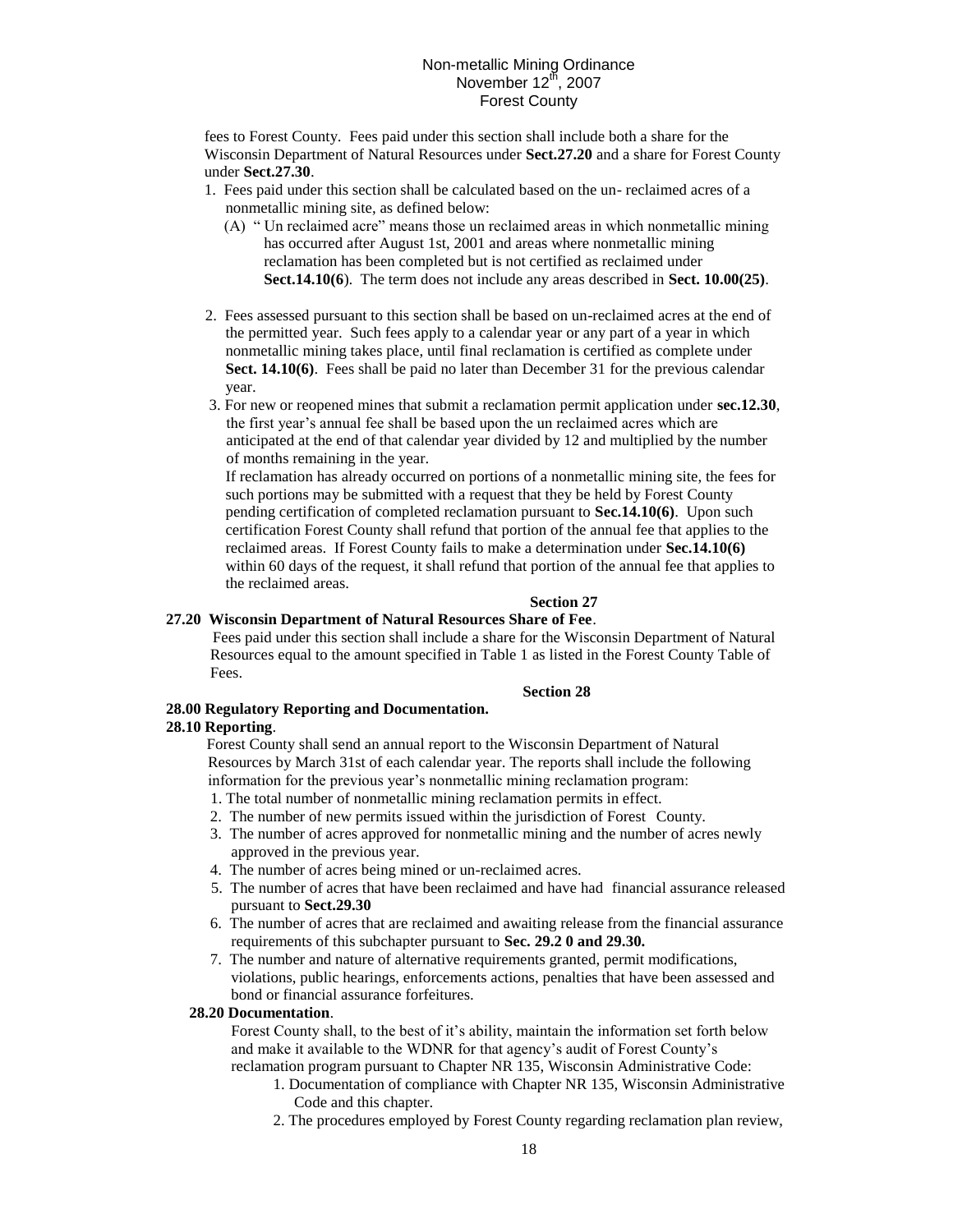fees to Forest County. Fees paid under this section shall include both a share for the Wisconsin Department of Natural Resources under **Sect.27.20** and a share for Forest County under **Sect.27.30**.

1. Fees paid under this section shall be calculated based on the un- reclaimed acres of a nonmetallic mining site, as defined below:
   (A) " Un reclaimed acre" means those un reclaimed areas in which nonmetallic mining has occurred after August 1st, 2001 and areas where nonmetallic mining reclamation has been completed but is not certified as reclaimed under **Sect.14.10(6**). The term does not include any areas described in **Sect. 10.00(25)**.

2. Fees assessed pursuant to this section shall be based on un-reclaimed acres at the end of the permitted year. Such fees apply to a calendar year or any part of a year in which nonmetallic mining takes place, until final reclamation is certified as complete under **Sect. 14.10(6)**. Fees shall be paid no later than December 31 for the previous calendar year.

3. For new or reopened mines that submit a reclamation permit application under **sec.12.30**, the first year's annual fee shall be based upon the un reclaimed acres which are anticipated at the end of that calendar year divided by 12 and multiplied by the number of months remaining in the year.

   If reclamation has already occurred on portions of a nonmetallic mining site, the fees for such portions may be submitted with a request that they be held by Forest County pending certification of completed reclamation pursuant to **Sec.14.10(6)**. Upon such certification Forest County shall refund that portion of the annual fee that applies to the reclaimed areas. If Forest County fails to make a determination under **Sec.14.10(6)** within 60 days of the request, it shall refund that portion of the annual fee that applies to the reclaimed areas.

**Section 27**

**27.20 Wisconsin Department of Natural Resources Share of Fee**.

Fees paid under this section shall include a share for the Wisconsin Department of Natural Resources equal to the amount specified in Table 1 as listed in the Forest County Table of Fees.

**Section 28**

**28.00 Regulatory Reporting and Documentation.**

**28.10 Reporting**.

Forest County shall send an annual report to the Wisconsin Department of Natural Resources by March 31st of each calendar year. The reports shall include the following information for the previous year's nonmetallic mining reclamation program:

1. The total number of nonmetallic mining reclamation permits in effect.
2. The number of new permits issued within the jurisdiction of Forest County.
3. The number of acres approved for nonmetallic mining and the number of acres newly approved in the previous year.
4. The number of acres being mined or un-reclaimed acres.
5. The number of acres that have been reclaimed and have had financial assurance released pursuant to **Sect.29.30**
6. The number of acres that are reclaimed and awaiting release from the financial assurance requirements of this subchapter pursuant to **Sec. 29.2 0 and 29.30.**
7. The number and nature of alternative requirements granted, permit modifications, violations, public hearings, enforcements actions, penalties that have been assessed and bond or financial assurance forfeitures.

**28.20 Documentation**.

Forest County shall, to the best of it's ability, maintain the information set forth below and make it available to the WDNR for that agency's audit of Forest County's reclamation program pursuant to Chapter NR 135, Wisconsin Administrative Code:

1. Documentation of compliance with Chapter NR 135, Wisconsin Administrative Code and this chapter.
2. The procedures employed by Forest County regarding reclamation plan review,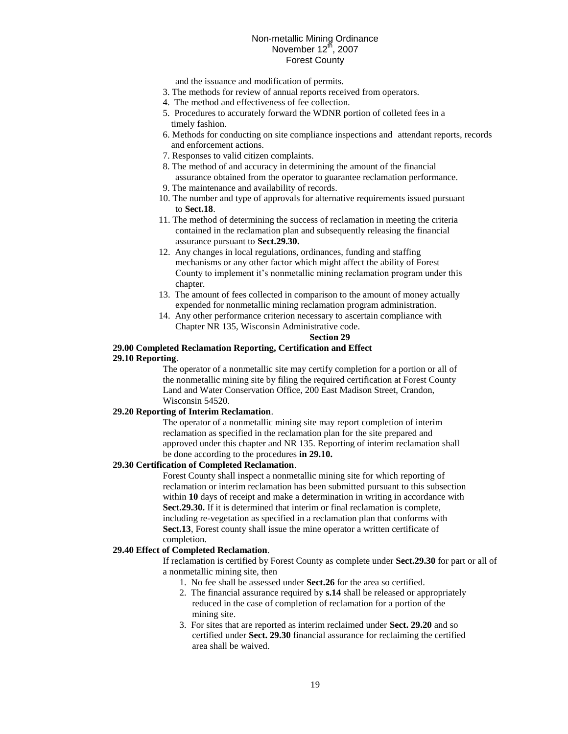and the issuance and modification of permits.

3. The methods for review of annual reports received from operators.
4. The method and effectiveness of fee collection.
5. Procedures to accurately forward the WDNR portion of colleted fees in a timely fashion.
6. Methods for conducting on site compliance inspections and attendant reports, records and enforcement actions.
7. Responses to valid citizen complaints.
8. The method of and accuracy in determining the amount of the financial assurance obtained from the operator to guarantee reclamation performance.
9. The maintenance and availability of records.
10. The number and type of approvals for alternative requirements issued pursuant to **Sect.18**.
11. The method of determining the success of reclamation in meeting the criteria contained in the reclamation plan and subsequently releasing the financial assurance pursuant to **Sect.29.30.**
12. Any changes in local regulations, ordinances, funding and staffing mechanisms or any other factor which might affect the ability of Forest County to implement it's nonmetallic mining reclamation program under this chapter.
13. The amount of fees collected in comparison to the amount of money actually expended for nonmetallic mining reclamation program administration.
14. Any other performance criterion necessary to ascertain compliance with Chapter NR 135, Wisconsin Administrative code.

**Section 29**

**29.00 Completed Reclamation Reporting, Certification and Effect**

**29.10 Reporting**.

The operator of a nonmetallic site may certify completion for a portion or all of the nonmetallic mining site by filing the required certification at Forest County Land and Water Conservation Office, 200 East Madison Street, Crandon, Wisconsin 54520.

**29.20 Reporting of Interim Reclamation**.

The operator of a nonmetallic mining site may report completion of interim reclamation as specified in the reclamation plan for the site prepared and approved under this chapter and NR 135. Reporting of interim reclamation shall be done according to the procedures **in 29.10.**

**29.30 Certification of Completed Reclamation**.

Forest County shall inspect a nonmetallic mining site for which reporting of reclamation or interim reclamation has been submitted pursuant to this subsection within **10** days of receipt and make a determination in writing in accordance with **Sect.29.30.** If it is determined that interim or final reclamation is complete, including re-vegetation as specified in a reclamation plan that conforms with **Sect.13**, Forest county shall issue the mine operator a written certificate of completion.

**29.40 Effect of Completed Reclamation**.

If reclamation is certified by Forest County as complete under **Sect.29.30** for part or all of a nonmetallic mining site, then

1. No fee shall be assessed under **Sect.26** for the area so certified.
2. The financial assurance required by **s.14** shall be released or appropriately reduced in the case of completion of reclamation for a portion of the mining site.
3. For sites that are reported as interim reclaimed under **Sect. 29.20** and so certified under **Sect. 29.30** financial assurance for reclaiming the certified area shall be waived.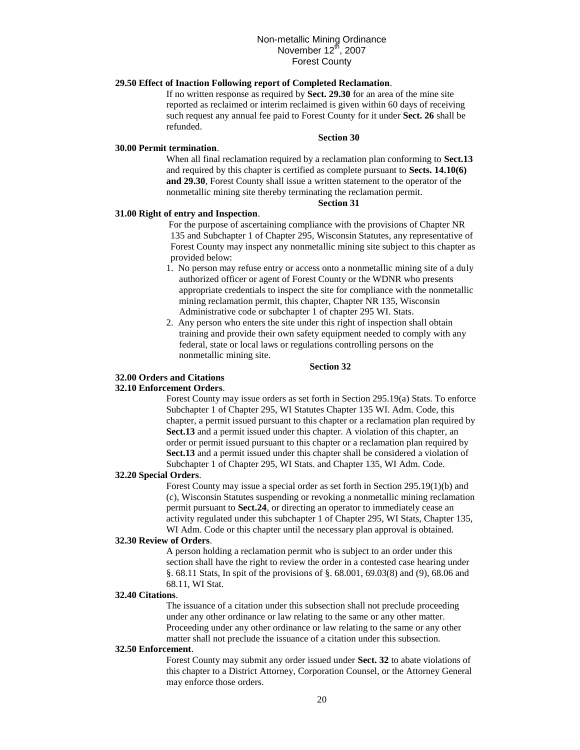**29.50 Effect of Inaction Following report of Completed Reclamation**.

If no written response as required by **Sect. 29.30** for an area of the mine site reported as reclaimed or interim reclaimed is given within 60 days of receiving such request any annual fee paid to Forest County for it under **Sect. 26** shall be refunded.

**Section 30**

**30.00 Permit termination**.

When all final reclamation required by a reclamation plan conforming to **Sect.13** and required by this chapter is certified as complete pursuant to **Sects. 14.10(6) and 29.30**, Forest County shall issue a written statement to the operator of the nonmetallic mining site thereby terminating the reclamation permit.

**Section 31**

**31.00 Right of entry and Inspection**.

For the purpose of ascertaining compliance with the provisions of Chapter NR 135 and Subchapter 1 of Chapter 295, Wisconsin Statutes, any representative of Forest County may inspect any nonmetallic mining site subject to this chapter as provided below:

1. No person may refuse entry or access onto a nonmetallic mining site of a duly authorized officer or agent of Forest County or the WDNR who presents appropriate credentials to inspect the site for compliance with the nonmetallic mining reclamation permit, this chapter, Chapter NR 135, Wisconsin Administrative code or subchapter 1 of chapter 295 WI. Stats.
2. Any person who enters the site under this right of inspection shall obtain training and provide their own safety equipment needed to comply with any federal, state or local laws or regulations controlling persons on the nonmetallic mining site.

**Section 32**

**32.00 Orders and Citations**

**32.10 Enforcement Orders**.

Forest County may issue orders as set forth in Section 295.19(a) Stats. To enforce Subchapter 1 of Chapter 295, WI Statutes Chapter 135 WI. Adm. Code, this chapter, a permit issued pursuant to this chapter or a reclamation plan required by **Sect.13** and a permit issued under this chapter. A violation of this chapter, an order or permit issued pursuant to this chapter or a reclamation plan required by **Sect.13** and a permit issued under this chapter shall be considered a violation of Subchapter 1 of Chapter 295, WI Stats. and Chapter 135, WI Adm. Code.

**32.20 Special Orders**.

Forest County may issue a special order as set forth in Section 295.19(1)(b) and (c), Wisconsin Statutes suspending or revoking a nonmetallic mining reclamation permit pursuant to **Sect.24**, or directing an operator to immediately cease an activity regulated under this subchapter 1 of Chapter 295, WI Stats, Chapter 135, WI Adm. Code or this chapter until the necessary plan approval is obtained.

**32.30 Review of Orders**.

A person holding a reclamation permit who is subject to an order under this section shall have the right to review the order in a contested case hearing under §. 68.11 Stats, In spit of the provisions of §. 68.001, 69.03(8) and (9), 68.06 and 68.11, WI Stat.

**32.40 Citations**.

The issuance of a citation under this subsection shall not preclude proceeding under any other ordinance or law relating to the same or any other matter. Proceeding under any other ordinance or law relating to the same or any other matter shall not preclude the issuance of a citation under this subsection.

**32.50 Enforcement**.

Forest County may submit any order issued under **Sect. 32** to abate violations of this chapter to a District Attorney, Corporation Counsel, or the Attorney General may enforce those orders.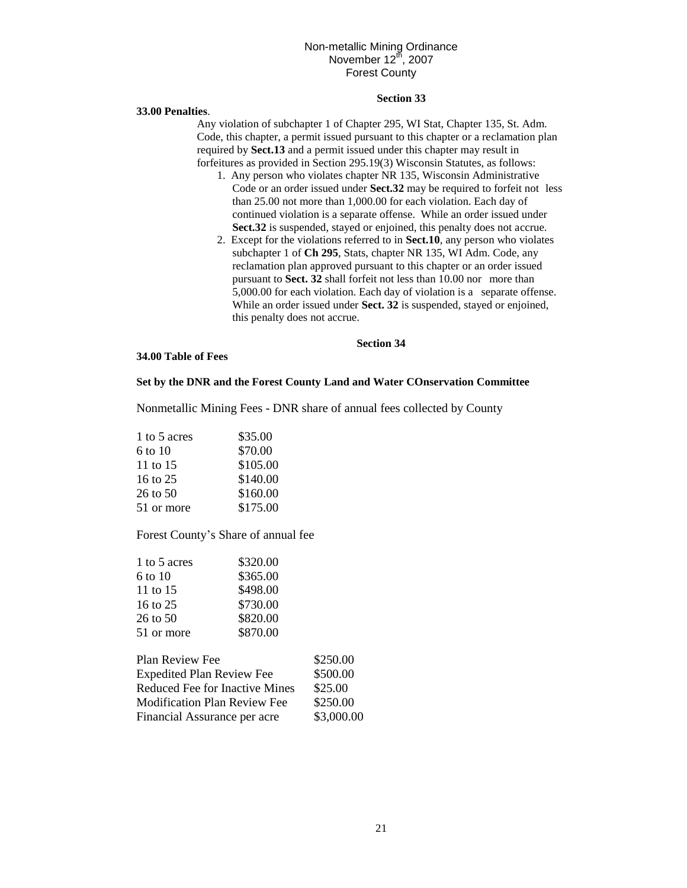## Section 33

**33.00 Penalties**.

Any violation of subchapter 1 of Chapter 295, WI Stat, Chapter 135, St. Adm. Code, this chapter, a permit issued pursuant to this chapter or a reclamation plan required by **Sect.13** and a permit issued under this chapter may result in forfeitures as provided in Section 295.19(3) Wisconsin Statutes, as follows:

1. Any person who violates chapter NR 135, Wisconsin Administrative Code or an order issued under **Sect.32** may be required to forfeit not less than 25.00 not more than 1,000.00 for each violation. Each day of continued violation is a separate offense. While an order issued under **Sect.32** is suspended, stayed or enjoined, this penalty does not accrue.
2. Except for the violations referred to in **Sect.10**, any person who violates subchapter 1 of **Ch 295**, Stats, chapter NR 135, WI Adm. Code, any reclamation plan approved pursuant to this chapter or an order issued pursuant to **Sect. 32** shall forfeit not less than 10.00 nor more than 5,000.00 for each violation. Each day of violation is a separate offense. While an order issued under **Sect. 32** is suspended, stayed or enjoined, this penalty does not accrue.

## Section 34

**34.00 Table of Fees**

**Set by the DNR and the Forest County Land and Water COnservation Committee**

Nonmetallic Mining Fees - DNR share of annual fees collected by County

| | |
|---|---|
| 1 to 5 acres | $35.00 |
| 6 to 10 | $70.00 |
| 11 to 15 | $105.00 |
| 16 to 25 | $140.00 |
| 26 to 50 | $160.00 |
| 51 or more | $175.00 |

Forest County's Share of annual fee

| | |
|---|---|
| 1 to 5 acres | $320.00 |
| 6 to 10 | $365.00 |
| 11 to 15 | $498.00 |
| 16 to 25 | $730.00 |
| 26 to 50 | $820.00 |
| 51 or more | $870.00 |

| | |
|---|---|
| Plan Review Fee | $250.00 |
| Expedited Plan Review Fee | $500.00 |
| Reduced Fee for Inactive Mines | $25.00 |
| Modification Plan Review Fee | $250.00 |
| Financial Assurance per acre | $3,000.00 |